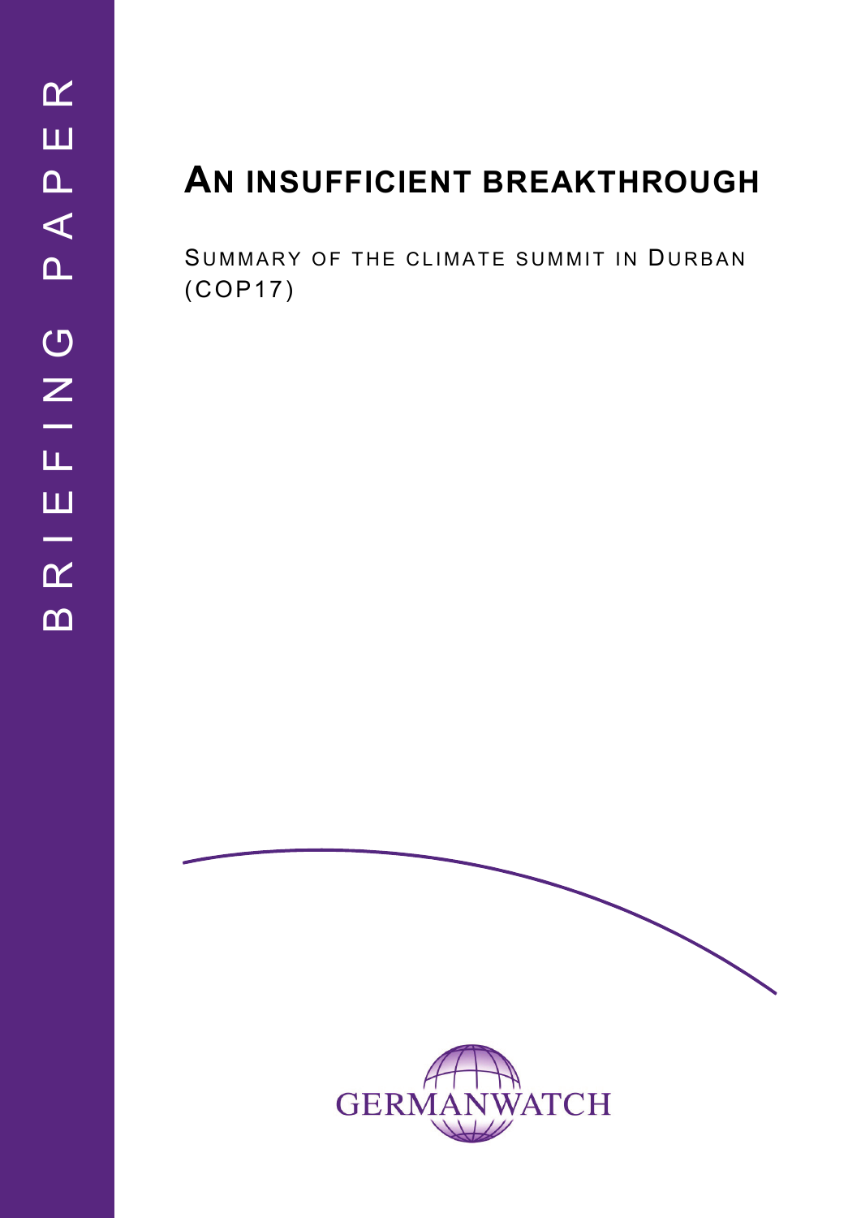BRIEFING PAPER

# AN INSUFFICIENT BREAKTHROUGH

SUMMARY OF THE CLIMATE SUMMIT IN DURBAN (COP17)

GERMANWATCH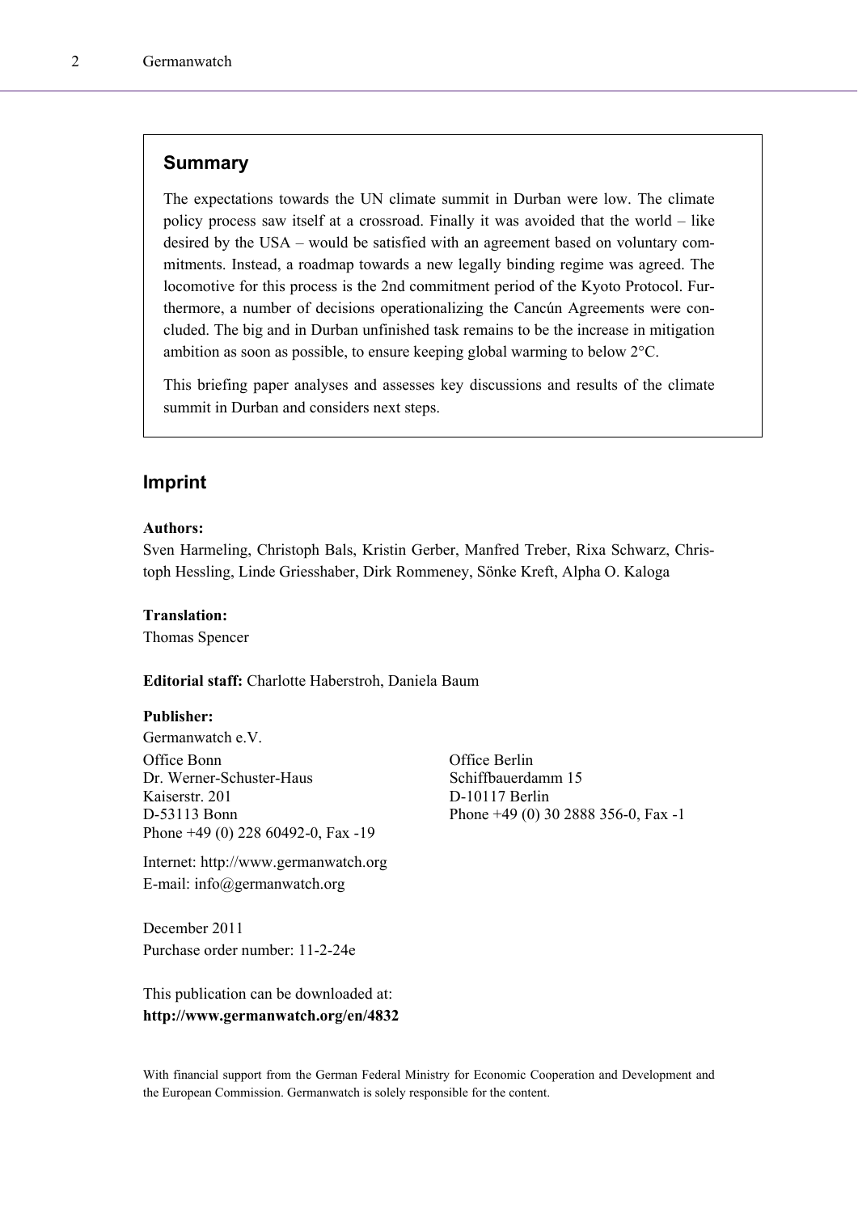## Summary

The expectations towards the UN climate summit in Durban were low. The climate policy process saw itself at a crossroad. Finally it was avoided that the world – like desired by the USA – would be satisfied with an agreement based on voluntary commitments. Instead, a roadmap towards a new legally binding regime was agreed. The locomotive for this process is the 2nd commitment period of the Kyoto Protocol. Furthermore, a number of decisions operationalizing the Cancún Agreements were concluded. The big and in Durban unfinished task remains to be the increase in mitigation ambition as soon as possible, to ensure keeping global warming to below 2°C.

This briefing paper analyses and assesses key discussions and results of the climate summit in Durban and considers next steps.

## Imprint

**Authors:**
Sven Harmeling, Christoph Bals, Kristin Gerber, Manfred Treber, Rixa Schwarz, Christoph Hessling, Linde Griesshaber, Dirk Rommeney, Sönke Kreft, Alpha O. Kaloga

**Translation:**
Thomas Spencer

**Editorial staff:** Charlotte Haberstroh, Daniela Baum

**Publisher:**
Germanwatch e.V.

Office Bonn
Dr. Werner-Schuster-Haus
Kaiserstr. 201
D-53113 Bonn
Phone +49 (0) 228 60492-0, Fax -19

Office Berlin
Schiffbauerdamm 15
D-10117 Berlin
Phone +49 (0) 30 2888 356-0, Fax -1

Internet: http://www.germanwatch.org
E-mail: info@germanwatch.org

December 2011
Purchase order number: 11-2-24e

This publication can be downloaded at:
**http://www.germanwatch.org/en/4832**

With financial support from the German Federal Ministry for Economic Cooperation and Development and the European Commission. Germanwatch is solely responsible for the content.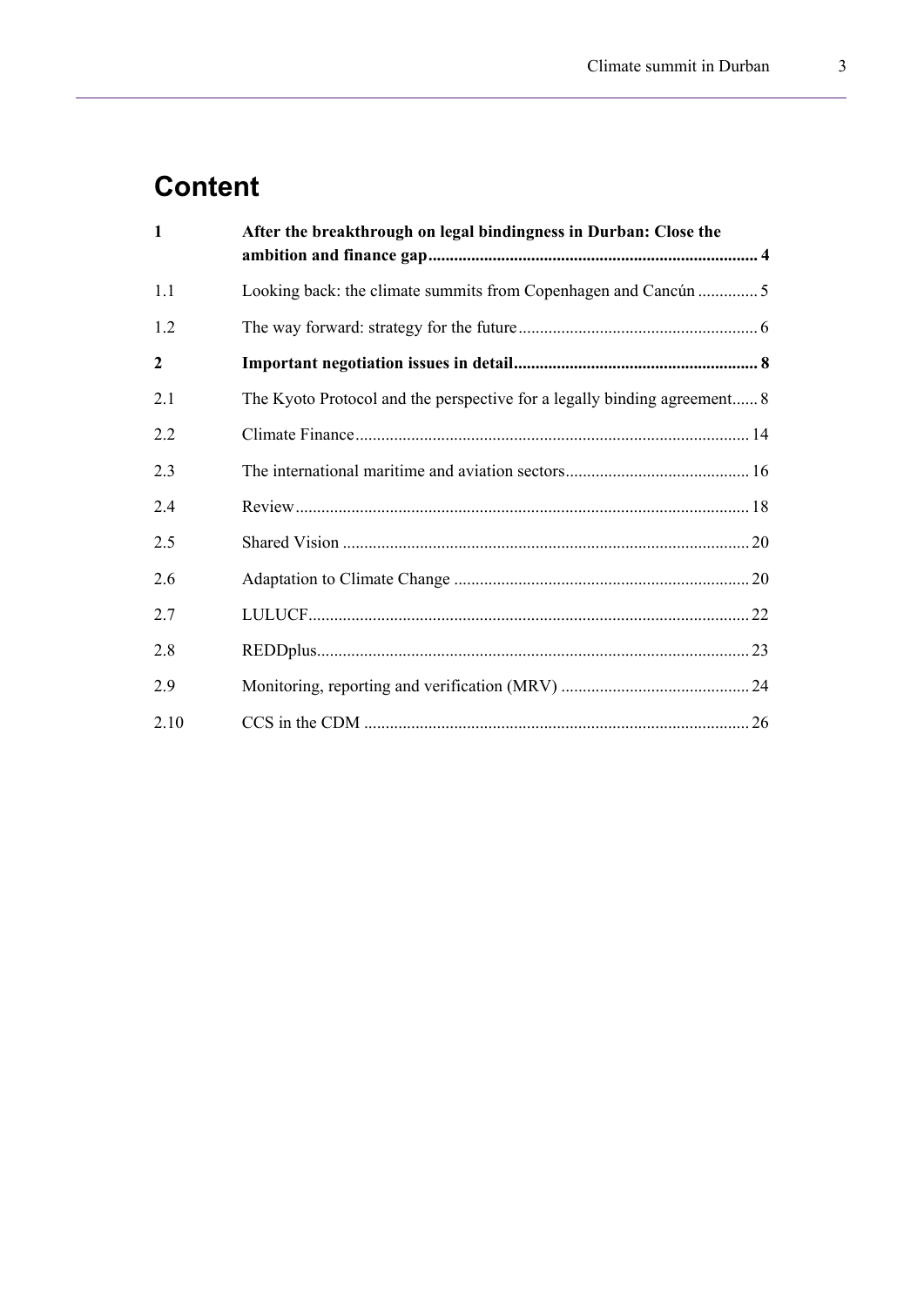# Content

| | | |
|---|---|---|
| **1** | **After the breakthrough on legal bindingness in Durban: Close the ambition and finance gap** | **4** |
| 1.1 | Looking back: the climate summits from Copenhagen and Cancún | 5 |
| 1.2 | The way forward: strategy for the future | 6 |
| **2** | **Important negotiation issues in detail** | **8** |
| 2.1 | The Kyoto Protocol and the perspective for a legally binding agreement | 8 |
| 2.2 | Climate Finance | 14 |
| 2.3 | The international maritime and aviation sectors | 16 |
| 2.4 | Review | 18 |
| 2.5 | Shared Vision | 20 |
| 2.6 | Adaptation to Climate Change | 20 |
| 2.7 | LULUCF | 22 |
| 2.8 | REDDplus | 23 |
| 2.9 | Monitoring, reporting and verification (MRV) | 24 |
| 2.10 | CCS in the CDM | 26 |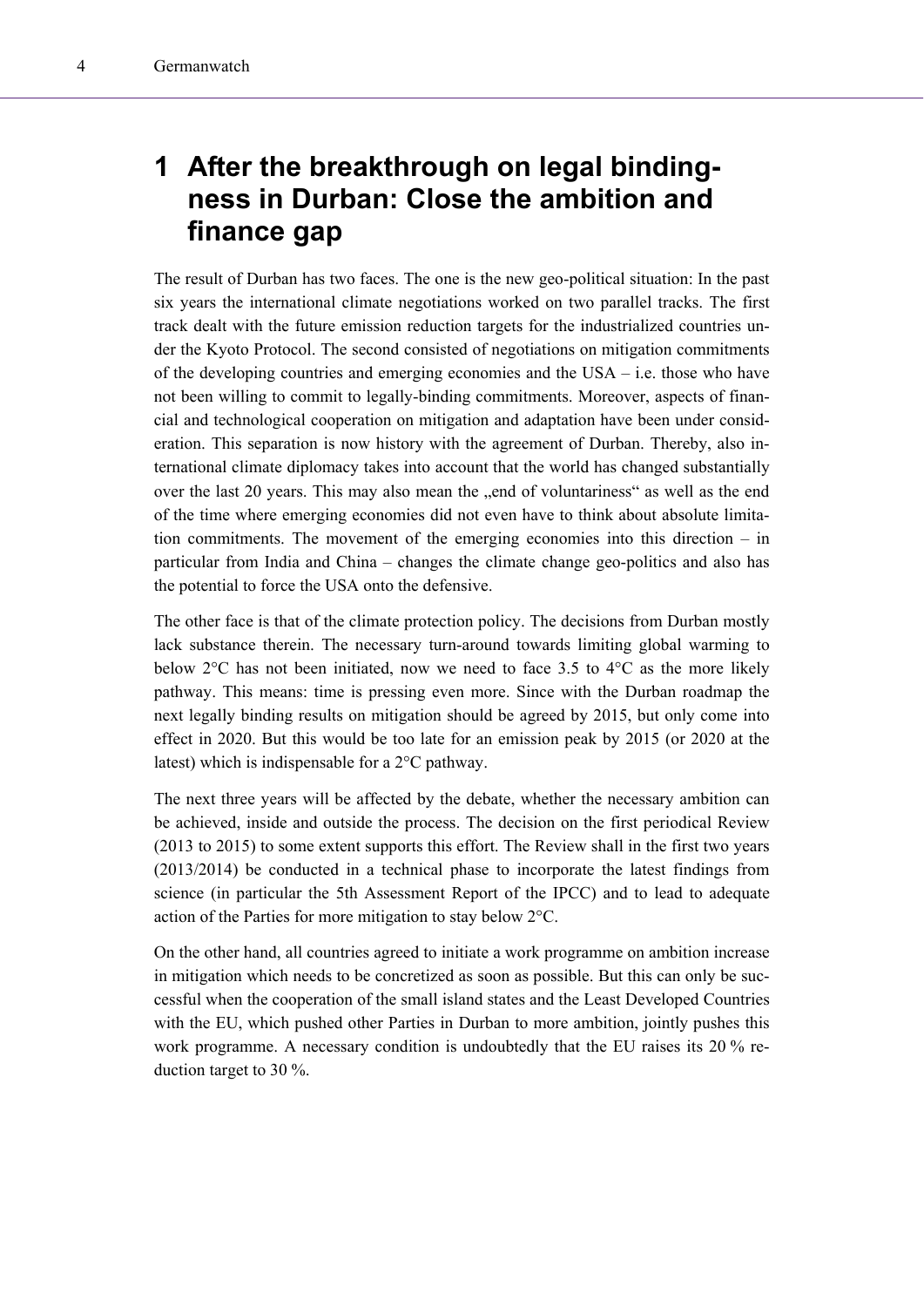# 1 After the breakthrough on legal bindingness in Durban: Close the ambition and finance gap

The result of Durban has two faces. The one is the new geo-political situation: In the past six years the international climate negotiations worked on two parallel tracks. The first track dealt with the future emission reduction targets for the industrialized countries under the Kyoto Protocol. The second consisted of negotiations on mitigation commitments of the developing countries and emerging economies and the USA – i.e. those who have not been willing to commit to legally-binding commitments. Moreover, aspects of financial and technological cooperation on mitigation and adaptation have been under consideration. This separation is now history with the agreement of Durban. Thereby, also international climate diplomacy takes into account that the world has changed substantially over the last 20 years. This may also mean the „end of voluntariness“ as well as the end of the time where emerging economies did not even have to think about absolute limitation commitments. The movement of the emerging economies into this direction – in particular from India and China – changes the climate change geo-politics and also has the potential to force the USA onto the defensive.

The other face is that of the climate protection policy. The decisions from Durban mostly lack substance therein. The necessary turn-around towards limiting global warming to below 2°C has not been initiated, now we need to face 3.5 to 4°C as the more likely pathway. This means: time is pressing even more. Since with the Durban roadmap the next legally binding results on mitigation should be agreed by 2015, but only come into effect in 2020. But this would be too late for an emission peak by 2015 (or 2020 at the latest) which is indispensable for a 2°C pathway.

The next three years will be affected by the debate, whether the necessary ambition can be achieved, inside and outside the process. The decision on the first periodical Review (2013 to 2015) to some extent supports this effort. The Review shall in the first two years (2013/2014) be conducted in a technical phase to incorporate the latest findings from science (in particular the 5th Assessment Report of the IPCC) and to lead to adequate action of the Parties for more mitigation to stay below 2°C.

On the other hand, all countries agreed to initiate a work programme on ambition increase in mitigation which needs to be concretized as soon as possible. But this can only be successful when the cooperation of the small island states and the Least Developed Countries with the EU, which pushed other Parties in Durban to more ambition, jointly pushes this work programme. A necessary condition is undoubtedly that the EU raises its 20 % reduction target to 30 %.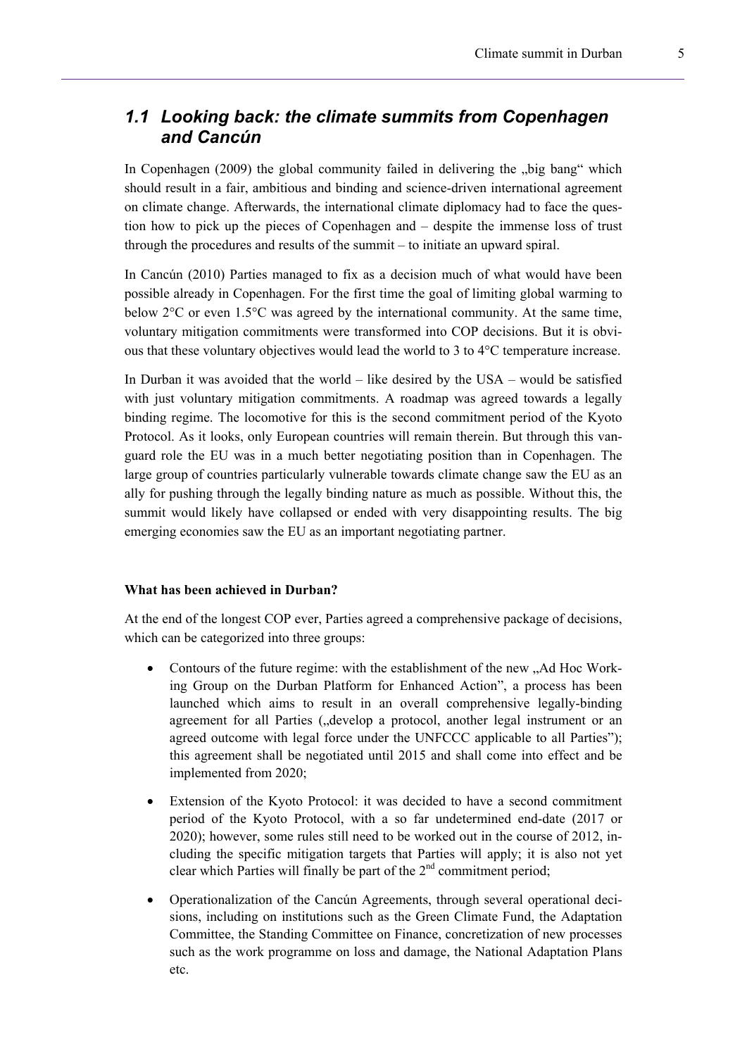## 1.1 *Looking back: the climate summits from Copenhagen and Cancún*

In Copenhagen (2009) the global community failed in delivering the „big bang“ which should result in a fair, ambitious and binding and science-driven international agreement on climate change. Afterwards, the international climate diplomacy had to face the question how to pick up the pieces of Copenhagen and – despite the immense loss of trust through the procedures and results of the summit – to initiate an upward spiral.

In Cancún (2010) Parties managed to fix as a decision much of what would have been possible already in Copenhagen. For the first time the goal of limiting global warming to below 2°C or even 1.5°C was agreed by the international community. At the same time, voluntary mitigation commitments were transformed into COP decisions. But it is obvious that these voluntary objectives would lead the world to 3 to 4°C temperature increase.

In Durban it was avoided that the world – like desired by the USA – would be satisfied with just voluntary mitigation commitments. A roadmap was agreed towards a legally binding regime. The locomotive for this is the second commitment period of the Kyoto Protocol. As it looks, only European countries will remain therein. But through this vanguard role the EU was in a much better negotiating position than in Copenhagen. The large group of countries particularly vulnerable towards climate change saw the EU as an ally for pushing through the legally binding nature as much as possible. Without this, the summit would likely have collapsed or ended with very disappointing results. The big emerging economies saw the EU as an important negotiating partner.

**What has been achieved in Durban?**

At the end of the longest COP ever, Parties agreed a comprehensive package of decisions, which can be categorized into three groups:

- Contours of the future regime: with the establishment of the new „Ad Hoc Working Group on the Durban Platform for Enhanced Action”, a process has been launched which aims to result in an overall comprehensive legally-binding agreement for all Parties („develop a protocol, another legal instrument or an agreed outcome with legal force under the UNFCCC applicable to all Parties”); this agreement shall be negotiated until 2015 and shall come into effect and be implemented from 2020;
- Extension of the Kyoto Protocol: it was decided to have a second commitment period of the Kyoto Protocol, with a so far undetermined end-date (2017 or 2020); however, some rules still need to be worked out in the course of 2012, including the specific mitigation targets that Parties will apply; it is also not yet clear which Parties will finally be part of the 2nd commitment period;
- Operationalization of the Cancún Agreements, through several operational decisions, including on institutions such as the Green Climate Fund, the Adaptation Committee, the Standing Committee on Finance, concretization of new processes such as the work programme on loss and damage, the National Adaptation Plans etc.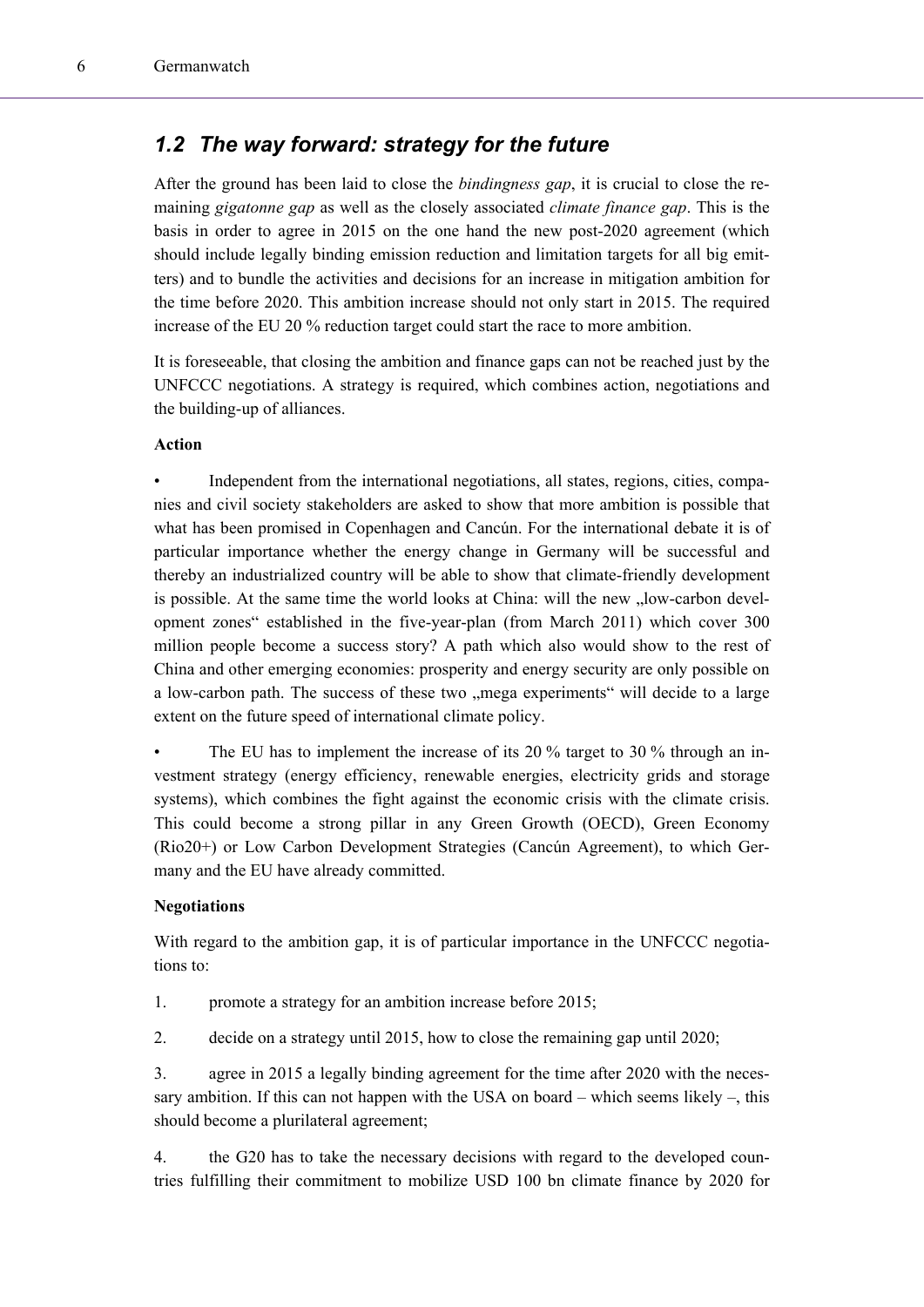## *1.2 The way forward: strategy for the future*

After the ground has been laid to close the *bindingness gap*, it is crucial to close the remaining *gigatonne gap* as well as the closely associated *climate finance gap*. This is the basis in order to agree in 2015 on the one hand the new post-2020 agreement (which should include legally binding emission reduction and limitation targets for all big emitters) and to bundle the activities and decisions for an increase in mitigation ambition for the time before 2020. This ambition increase should not only start in 2015. The required increase of the EU 20 % reduction target could start the race to more ambition.

It is foreseeable, that closing the ambition and finance gaps can not be reached just by the UNFCCC negotiations. A strategy is required, which combines action, negotiations and the building-up of alliances.

**Action**

- Independent from the international negotiations, all states, regions, cities, companies and civil society stakeholders are asked to show that more ambition is possible that what has been promised in Copenhagen and Cancún. For the international debate it is of particular importance whether the energy change in Germany will be successful and thereby an industrialized country will be able to show that climate-friendly development is possible. At the same time the world looks at China: will the new „low-carbon development zones“ established in the five-year-plan (from March 2011) which cover 300 million people become a success story? A path which also would show to the rest of China and other emerging economies: prosperity and energy security are only possible on a low-carbon path. The success of these two „mega experiments“ will decide to a large extent on the future speed of international climate policy.
- The EU has to implement the increase of its 20 % target to 30 % through an investment strategy (energy efficiency, renewable energies, electricity grids and storage systems), which combines the fight against the economic crisis with the climate crisis. This could become a strong pillar in any Green Growth (OECD), Green Economy (Rio20+) or Low Carbon Development Strategies (Cancún Agreement), to which Germany and the EU have already committed.

**Negotiations**

With regard to the ambition gap, it is of particular importance in the UNFCCC negotiations to:

1. promote a strategy for an ambition increase before 2015;
2. decide on a strategy until 2015, how to close the remaining gap until 2020;
3. agree in 2015 a legally binding agreement for the time after 2020 with the necessary ambition. If this can not happen with the USA on board – which seems likely –, this should become a plurilateral agreement;
4. the G20 has to take the necessary decisions with regard to the developed countries fulfilling their commitment to mobilize USD 100 bn climate finance by 2020 for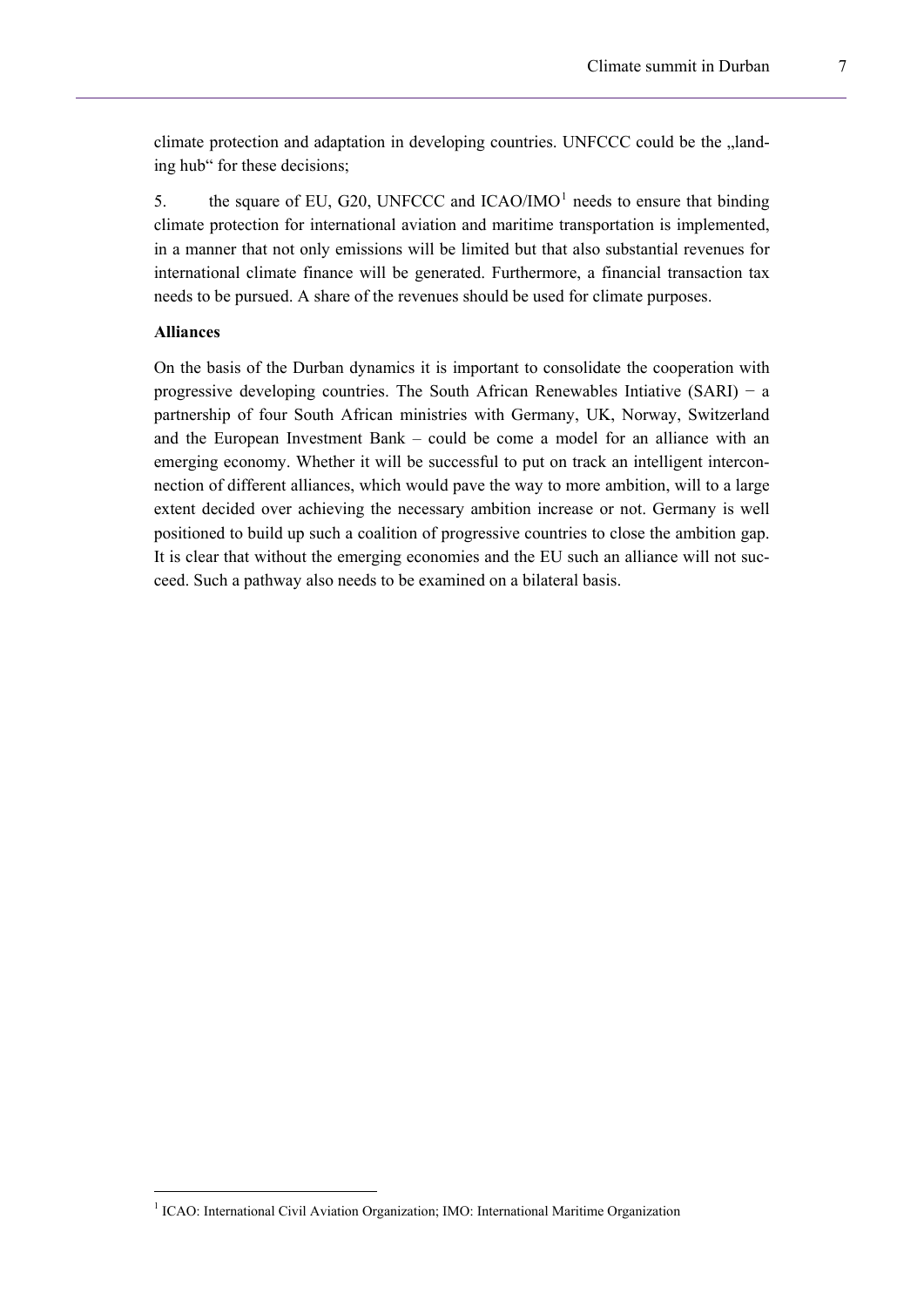climate protection and adaptation in developing countries. UNFCCC could be the „landing hub“ for these decisions;

5. the square of EU, G20, UNFCCC and ICAO/IMO[1] needs to ensure that binding climate protection for international aviation and maritime transportation is implemented, in a manner that not only emissions will be limited but that also substantial revenues for international climate finance will be generated. Furthermore, a financial transaction tax needs to be pursued. A share of the revenues should be used for climate purposes.

**Alliances**

On the basis of the Durban dynamics it is important to consolidate the cooperation with progressive developing countries. The South African Renewables Intiative (SARI) − a partnership of four South African ministries with Germany, UK, Norway, Switzerland and the European Investment Bank – could be come a model for an alliance with an emerging economy. Whether it will be successful to put on track an intelligent interconnection of different alliances, which would pave the way to more ambition, will to a large extent decided over achieving the necessary ambition increase or not. Germany is well positioned to build up such a coalition of progressive countries to close the ambition gap. It is clear that without the emerging economies and the EU such an alliance will not succeed. Such a pathway also needs to be examined on a bilateral basis.

[1] ICAO: International Civil Aviation Organization; IMO: International Maritime Organization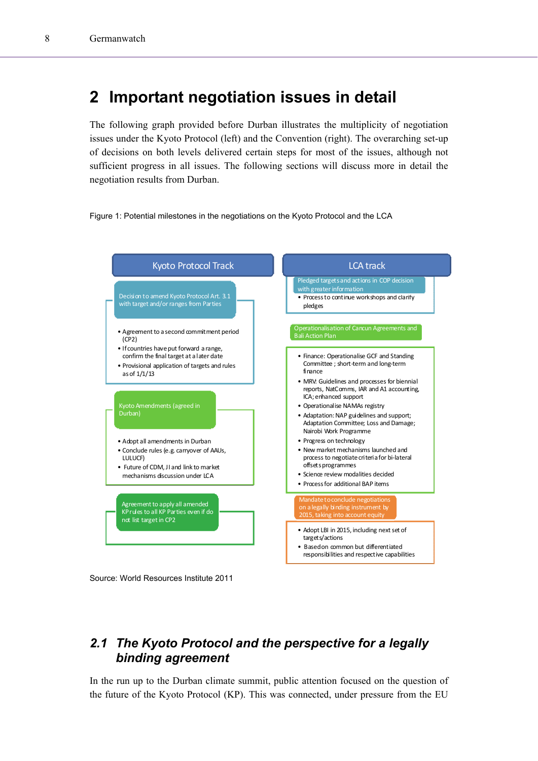# 2 Important negotiation issues in detail

The following graph provided before Durban illustrates the multiplicity of negotiation issues under the Kyoto Protocol (left) and the Convention (right). The overarching set-up of decisions on both levels delivered certain steps for most of the issues, although not sufficient progress in all issues. The following sections will discuss more in detail the negotiation results from Durban.

Figure 1: Potential milestones in the negotiations on the Kyoto Protocol and the LCA

**Kyoto Protocol Track**

Decision to amend Kyoto Protocol Art. 3.1 with target and/or ranges from Parties

- Agreement to a second commitment period (CP2)
- If countries have put forward a range, confirm the final target at a later date
- Provisional application of targets and rules as of 1/1/13

Kyoto Amendments (agreed in Durban)

- Adopt all amendments in Durban
- Conclude rules (e.g. carryover of AAUs, LULUCF)
- Future of CDM, JI and link to market mechanisms discussion under LCA

Agreement to apply all amended KP rules to all KP Parties even if do not list target in CP2

**LCA track**

Pledged targets and actions in COP decision with greater information

- Process to continue workshops and clarify pledges

Operationalisation of Cancun Agreements and Bali Action Plan

- Finance: Operationalise GCF and Standing Committee ; short-term and long-term finance
- MRV: Guidelines and processes for biennial reports, NatComms, IAR and A1 accounting, ICA; enhanced support
- Operationalise NAMAs registry
- Adaptation: NAP guidelines and support; Adaptation Committee; Loss and Damage; Nairobi Work Programme
- Progress on technology
- New market mechanisms launched and process to negotiate criteria for bi-lateral offsets programmes
- Science review modalities decided
- Process for additional BAP items

Mandate to conclude negotiations on a legally binding instrument by 2015, taking into account equity

- Adopt LBI in 2015, including next set of targets/actions
- Based on common but differentiated responsibilities and respective capabilities

Source: World Resources Institute 2011

## 2.1 *The Kyoto Protocol and the perspective for a legally binding agreement*

In the run up to the Durban climate summit, public attention focused on the question of the future of the Kyoto Protocol (KP). This was connected, under pressure from the EU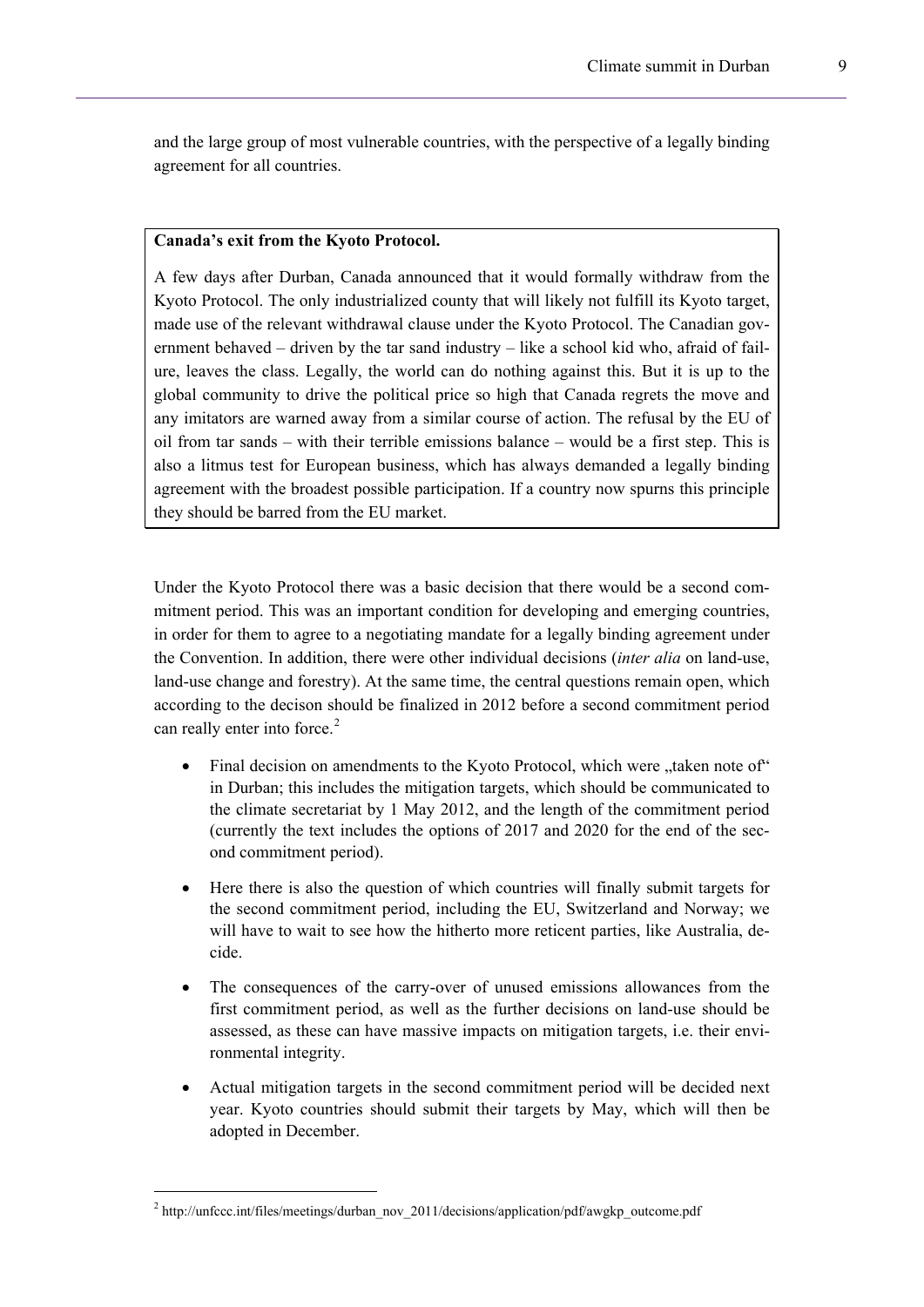and the large group of most vulnerable countries, with the perspective of a legally binding agreement for all countries.

**Canada's exit from the Kyoto Protocol.**

A few days after Durban, Canada announced that it would formally withdraw from the Kyoto Protocol. The only industrialized county that will likely not fulfill its Kyoto target, made use of the relevant withdrawal clause under the Kyoto Protocol. The Canadian government behaved – driven by the tar sand industry – like a school kid who, afraid of failure, leaves the class. Legally, the world can do nothing against this. But it is up to the global community to drive the political price so high that Canada regrets the move and any imitators are warned away from a similar course of action. The refusal by the EU of oil from tar sands – with their terrible emissions balance – would be a first step. This is also a litmus test for European business, which has always demanded a legally binding agreement with the broadest possible participation. If a country now spurns this principle they should be barred from the EU market.

Under the Kyoto Protocol there was a basic decision that there would be a second commitment period. This was an important condition for developing and emerging countries, in order for them to agree to a negotiating mandate for a legally binding agreement under the Convention. In addition, there were other individual decisions (*inter alia* on land-use, land-use change and forestry). At the same time, the central questions remain open, which according to the decison should be finalized in 2012 before a second commitment period can really enter into force.[2]

- Final decision on amendments to the Kyoto Protocol, which were „taken note of" in Durban; this includes the mitigation targets, which should be communicated to the climate secretariat by 1 May 2012, and the length of the commitment period (currently the text includes the options of 2017 and 2020 for the end of the second commitment period).
- Here there is also the question of which countries will finally submit targets for the second commitment period, including the EU, Switzerland and Norway; we will have to wait to see how the hitherto more reticent parties, like Australia, decide.
- The consequences of the carry-over of unused emissions allowances from the first commitment period, as well as the further decisions on land-use should be assessed, as these can have massive impacts on mitigation targets, i.e. their environmental integrity.
- Actual mitigation targets in the second commitment period will be decided next year. Kyoto countries should submit their targets by May, which will then be adopted in December.

[2] http://unfccc.int/files/meetings/durban_nov_2011/decisions/application/pdf/awgkp_outcome.pdf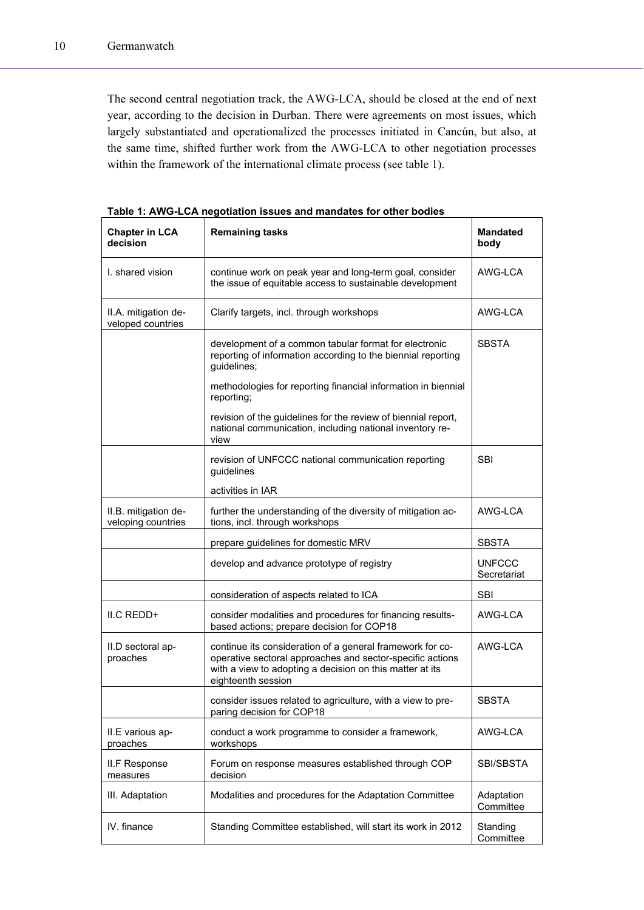The second central negotiation track, the AWG-LCA, should be closed at the end of next year, according to the decision in Durban. There were agreements on most issues, which largely substantiated and operationalized the processes initiated in Cancún, but also, at the same time, shifted further work from the AWG-LCA to other negotiation processes within the framework of the international climate process (see table 1).

**Table 1: AWG-LCA negotiation issues and mandates for other bodies**

| Chapter in LCA decision | Remaining tasks | Mandated body |
|---|---|---|
| I. shared vision | continue work on peak year and long-term goal, consider the issue of equitable access to sustainable development | AWG-LCA |
| II.A. mitigation developed countries | Clarify targets, incl. through workshops | AWG-LCA |
| | development of a common tabular format for electronic reporting of information according to the biennial reporting guidelines; methodologies for reporting financial information in biennial reporting; revision of the guidelines for the review of biennial report, national communication, including national inventory review | SBSTA |
| | revision of UNFCCC national communication reporting guidelines; activities in IAR | SBI |
| II.B. mitigation developing countries | further the understanding of the diversity of mitigation actions, incl. through workshops | AWG-LCA |
| | prepare guidelines for domestic MRV | SBSTA |
| | develop and advance prototype of registry | UNFCCC Secretariat |
| | consideration of aspects related to ICA | SBI |
| II.C REDD+ | consider modalities and procedures for financing results-based actions; prepare decision for COP18 | AWG-LCA |
| II.D sectoral approaches | continue its consideration of a general framework for cooperative sectoral approaches and sector-specific actions with a view to adopting a decision on this matter at its eighteenth session | AWG-LCA |
| | consider issues related to agriculture, with a view to preparing decision for COP18 | SBSTA |
| II.E various approaches | conduct a work programme to consider a framework, workshops | AWG-LCA |
| II.F Response measures | Forum on response measures established through COP decision | SBI/SBSTA |
| III. Adaptation | Modalities and procedures for the Adaptation Committee | Adaptation Committee |
| IV. finance | Standing Committee established, will start its work in 2012 | Standing Committee |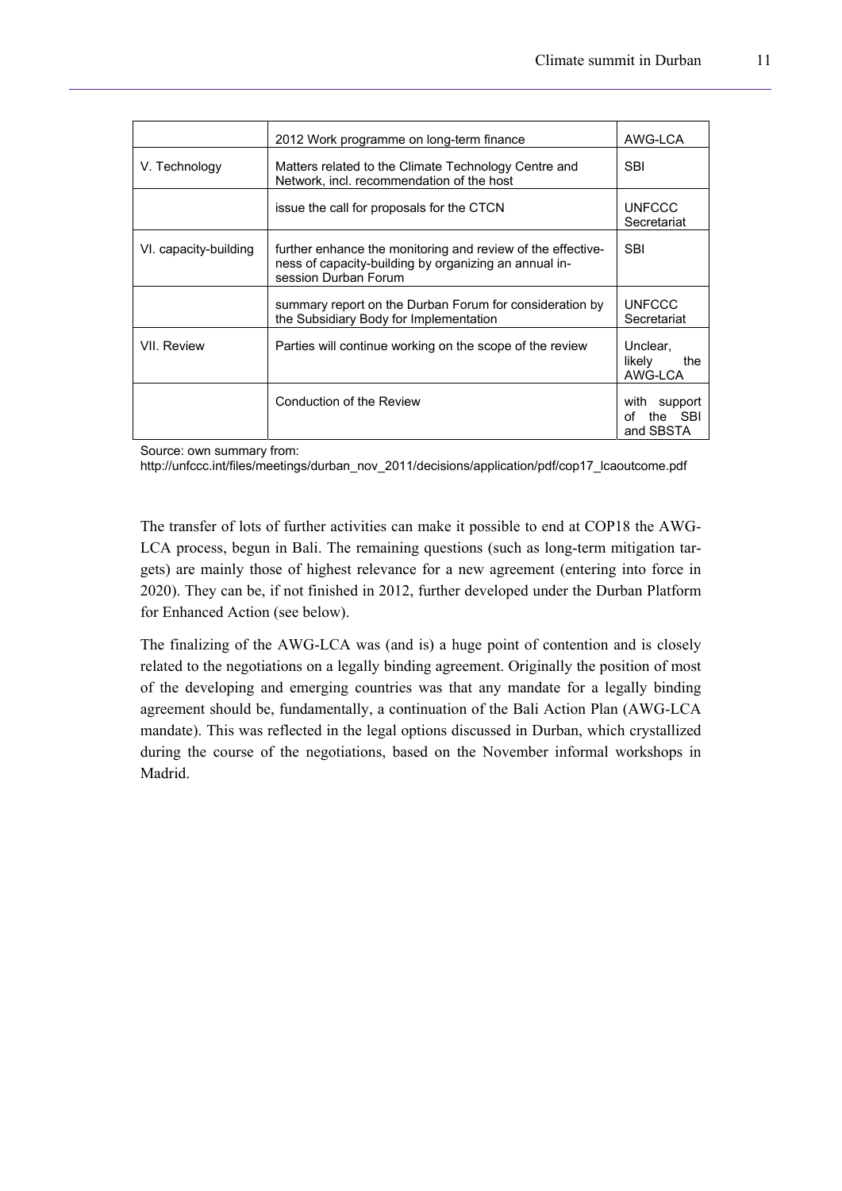|  |  |  |
| --- | --- | --- |
|  | 2012 Work programme on long-term finance | AWG-LCA |
| V. Technology | Matters related to the Climate Technology Centre and Network, incl. recommendation of the host | SBI |
|  | issue the call for proposals for the CTCN | UNFCCC Secretariat |
| VI. capacity-building | further enhance the monitoring and review of the effectiveness of capacity-building by organizing an annual in-session Durban Forum | SBI |
|  | summary report on the Durban Forum for consideration by the Subsidiary Body for Implementation | UNFCCC Secretariat |
| VII. Review | Parties will continue working on the scope of the review | Unclear, likely the AWG-LCA |
|  | Conduction of the Review | with support of the SBI and SBSTA |

Source: own summary from:
http://unfccc.int/files/meetings/durban_nov_2011/decisions/application/pdf/cop17_lcaoutcome.pdf

The transfer of lots of further activities can make it possible to end at COP18 the AWG-LCA process, begun in Bali. The remaining questions (such as long-term mitigation targets) are mainly those of highest relevance for a new agreement (entering into force in 2020). They can be, if not finished in 2012, further developed under the Durban Platform for Enhanced Action (see below).

The finalizing of the AWG-LCA was (and is) a huge point of contention and is closely related to the negotiations on a legally binding agreement. Originally the position of most of the developing and emerging countries was that any mandate for a legally binding agreement should be, fundamentally, a continuation of the Bali Action Plan (AWG-LCA mandate). This was reflected in the legal options discussed in Durban, which crystallized during the course of the negotiations, based on the November informal workshops in Madrid.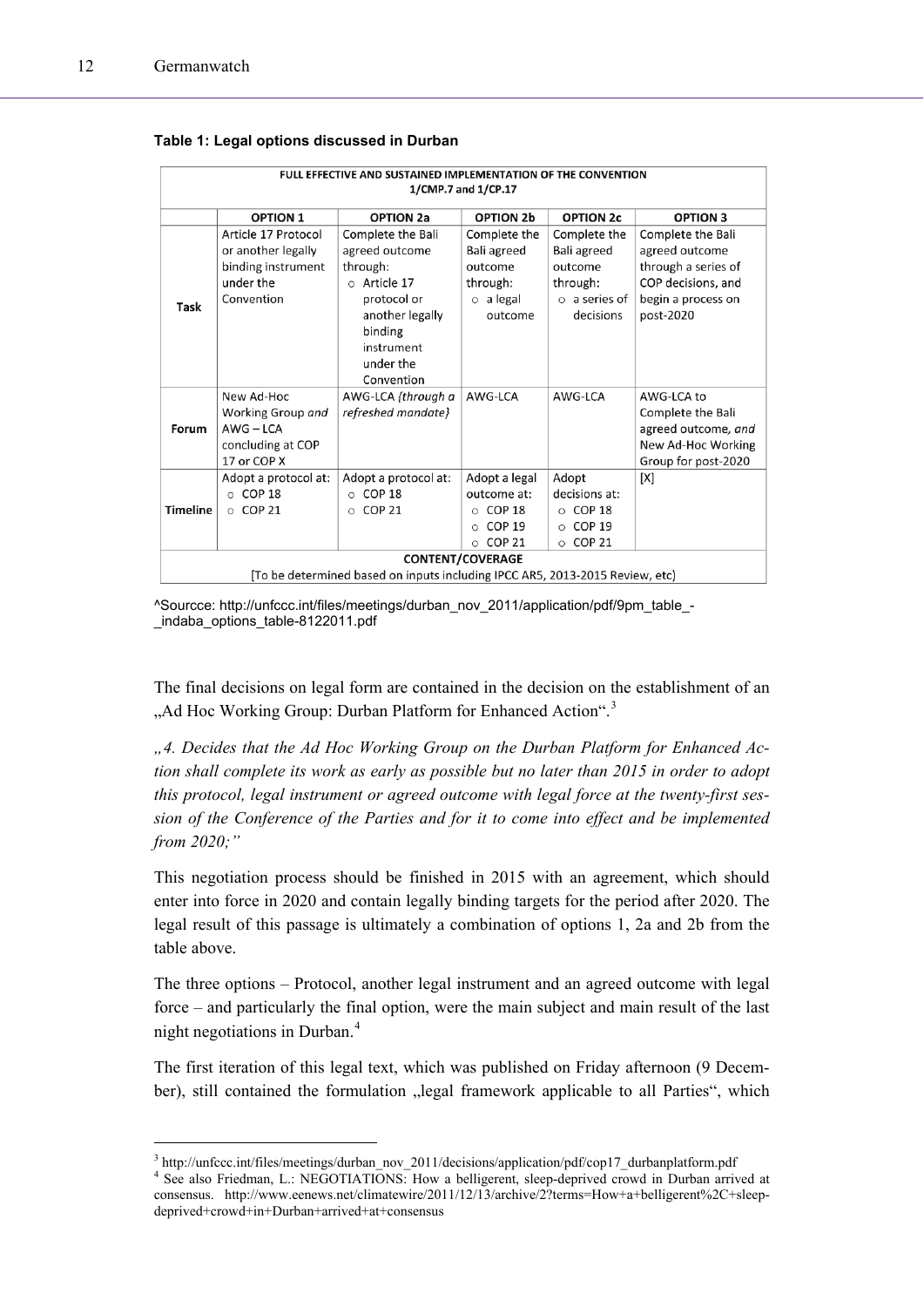**Table 1: Legal options discussed in Durban**

| FULL EFFECTIVE AND SUSTAINED IMPLEMENTATION OF THE CONVENTION 1/CMP.7 and 1/CP.17 | | | | | |
|---|---|---|---|---|---|
| | **OPTION 1** | **OPTION 2a** | **OPTION 2b** | **OPTION 2c** | **OPTION 3** |
| **Task** | Article 17 Protocol or another legally binding instrument under the Convention | Complete the Bali agreed outcome through: ○ Article 17 protocol or another legally binding instrument under the Convention | Complete the Bali agreed outcome through: ○ a legal outcome | Complete the Bali agreed outcome through: ○ a series of decisions | Complete the Bali agreed outcome through a series of COP decisions, and begin a process on post-2020 |
| **Forum** | New Ad-Hoc Working Group *and* AWG – LCA concluding at COP 17 or COP X | AWG-LCA *{through a refreshed mandate}* | AWG-LCA | AWG-LCA | AWG-LCA to Complete the Bali agreed outcome, *and* New Ad-Hoc Working Group for post-2020 |
| **Timeline** | Adopt a protocol at: ○ COP 18 ○ COP 21 | Adopt a protocol at: ○ COP 18 ○ COP 21 | Adopt a legal outcome at: ○ COP 18 ○ COP 19 ○ COP 21 | Adopt decisions at: ○ COP 18 ○ COP 19 ○ COP 21 | [X] |
| **CONTENT/COVERAGE** [To be determined based on inputs including IPCC AR5, 2013-2015 Review, etc] | | | | | |

^Sourcce: http://unfccc.int/files/meetings/durban_nov_2011/application/pdf/9pm_table_-_indaba_options_table-8122011.pdf

The final decisions on legal form are contained in the decision on the establishment of an „Ad Hoc Working Group: Durban Platform for Enhanced Action“.[3]

*„4. Decides that the Ad Hoc Working Group on the Durban Platform for Enhanced Action shall complete its work as early as possible but no later than 2015 in order to adopt this protocol, legal instrument or agreed outcome with legal force at the twenty-first session of the Conference of the Parties and for it to come into effect and be implemented from 2020;"*

This negotiation process should be finished in 2015 with an agreement, which should enter into force in 2020 and contain legally binding targets for the period after 2020. The legal result of this passage is ultimately a combination of options 1, 2a and 2b from the table above.

The three options – Protocol, another legal instrument and an agreed outcome with legal force – and particularly the final option, were the main subject and main result of the last night negotiations in Durban.[4]

The first iteration of this legal text, which was published on Friday afternoon (9 December), still contained the formulation „legal framework applicable to all Parties“, which

---

[3] http://unfccc.int/files/meetings/durban_nov_2011/decisions/application/pdf/cop17_durbanplatform.pdf

[4] See also Friedman, L.: NEGOTIATIONS: How a belligerent, sleep-deprived crowd in Durban arrived at consensus. http://www.eenews.net/climatewire/2011/12/13/archive/2?terms=How+a+belligerent%2C+sleep-deprived+crowd+in+Durban+arrived+at+consensus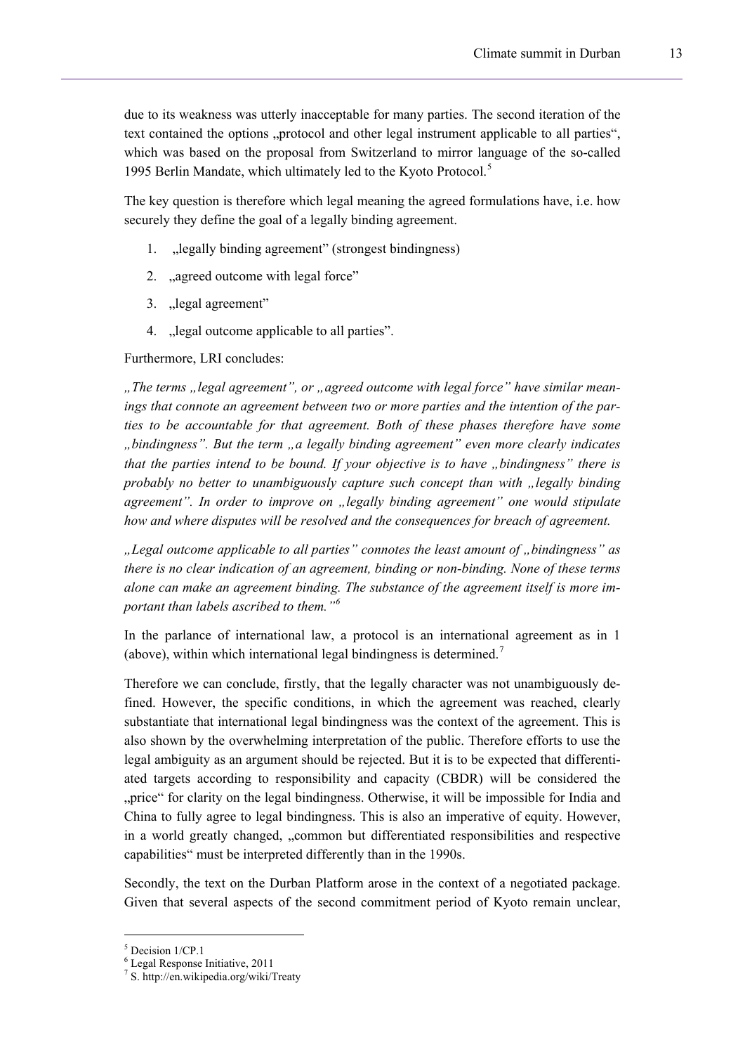due to its weakness was utterly inacceptable for many parties. The second iteration of the text contained the options „protocol and other legal instrument applicable to all parties“, which was based on the proposal from Switzerland to mirror language of the so-called 1995 Berlin Mandate, which ultimately led to the Kyoto Protocol.[5]

The key question is therefore which legal meaning the agreed formulations have, i.e. how securely they define the goal of a legally binding agreement.

1. „legally binding agreement” (strongest bindingness)
2. „agreed outcome with legal force”
3. „legal agreement”
4. „legal outcome applicable to all parties”.

Furthermore, LRI concludes:

*„The terms „legal agreement”, or „agreed outcome with legal force” have similar meanings that connote an agreement between two or more parties and the intention of the parties to be accountable for that agreement. Both of these phases therefore have some „bindingness”. But the term „a legally binding agreement” even more clearly indicates that the parties intend to be bound. If your objective is to have „bindingness” there is probably no better to unambiguously capture such concept than with „legally binding agreement”. In order to improve on „legally binding agreement” one would stipulate how and where disputes will be resolved and the consequences for breach of agreement.*

*„Legal outcome applicable to all parties” connotes the least amount of „bindingness” as there is no clear indication of an agreement, binding or non-binding. None of these terms alone can make an agreement binding. The substance of the agreement itself is more important than labels ascribed to them.”*[6]

In the parlance of international law, a protocol is an international agreement as in 1 (above), within which international legal bindingness is determined.[7]

Therefore we can conclude, firstly, that the legally character was not unambiguously defined. However, the specific conditions, in which the agreement was reached, clearly substantiate that international legal bindingness was the context of the agreement. This is also shown by the overwhelming interpretation of the public. Therefore efforts to use the legal ambiguity as an argument should be rejected. But it is to be expected that differentiated targets according to responsibility and capacity (CBDR) will be considered the „price“ for clarity on the legal bindingness. Otherwise, it will be impossible for India and China to fully agree to legal bindingness. This is also an imperative of equity. However, in a world greatly changed, „common but differentiated responsibilities and respective capabilities“ must be interpreted differently than in the 1990s.

Secondly, the text on the Durban Platform arose in the context of a negotiated package. Given that several aspects of the second commitment period of Kyoto remain unclear,

---

[5] Decision 1/CP.1

[6] Legal Response Initiative, 2011

[7] S. http://en.wikipedia.org/wiki/Treaty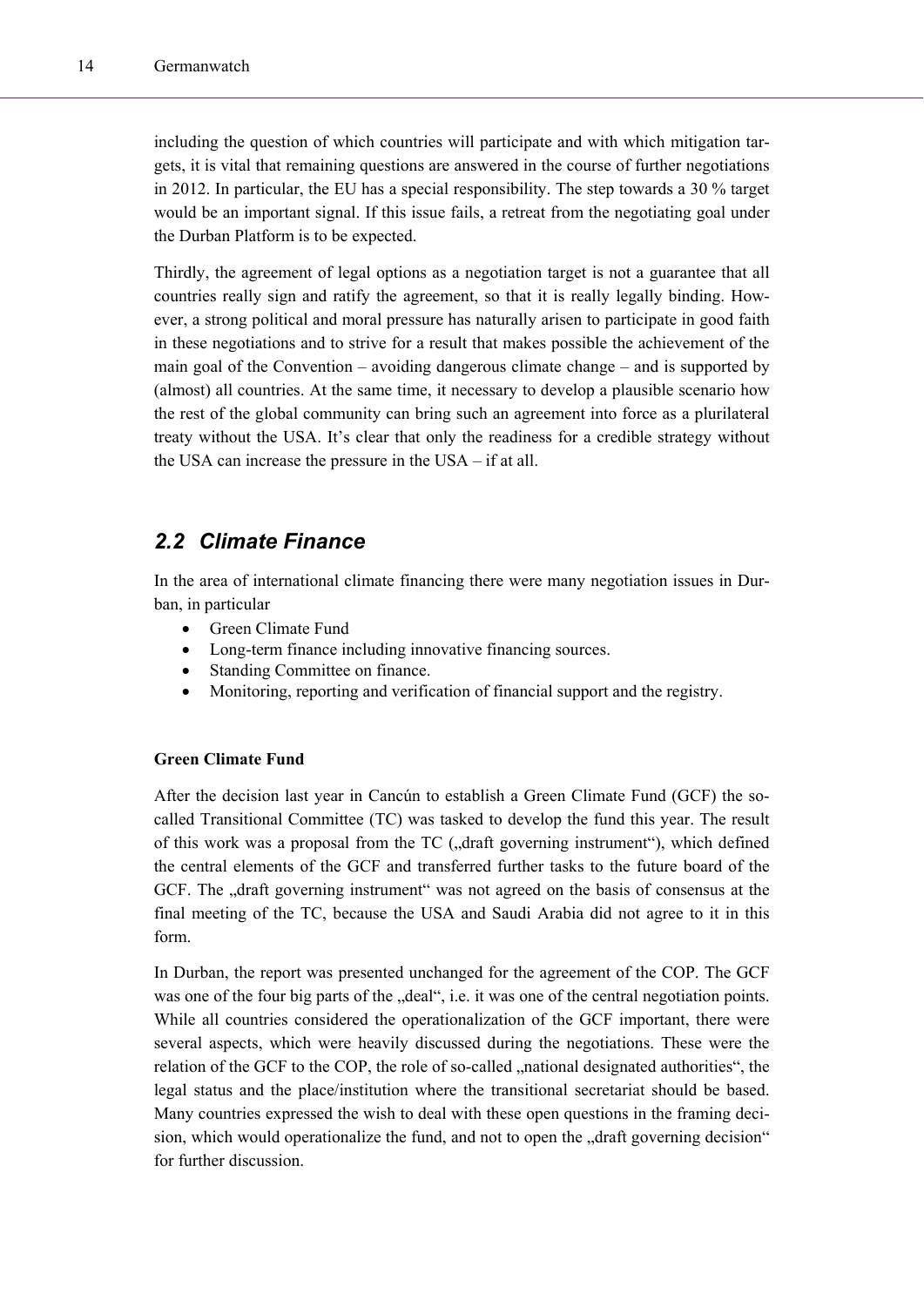including the question of which countries will participate and with which mitigation targets, it is vital that remaining questions are answered in the course of further negotiations in 2012. In particular, the EU has a special responsibility. The step towards a 30 % target would be an important signal. If this issue fails, a retreat from the negotiating goal under the Durban Platform is to be expected.

Thirdly, the agreement of legal options as a negotiation target is not a guarantee that all countries really sign and ratify the agreement, so that it is really legally binding. However, a strong political and moral pressure has naturally arisen to participate in good faith in these negotiations and to strive for a result that makes possible the achievement of the main goal of the Convention – avoiding dangerous climate change – and is supported by (almost) all countries. At the same time, it necessary to develop a plausible scenario how the rest of the global community can bring such an agreement into force as a plurilateral treaty without the USA. It's clear that only the readiness for a credible strategy without the USA can increase the pressure in the USA – if at all.

## *2.2 Climate Finance*

In the area of international climate financing there were many negotiation issues in Durban, in particular

- Green Climate Fund
- Long-term finance including innovative financing sources.
- Standing Committee on finance.
- Monitoring, reporting and verification of financial support and the registry.

**Green Climate Fund**

After the decision last year in Cancún to establish a Green Climate Fund (GCF) the so-called Transitional Committee (TC) was tasked to develop the fund this year. The result of this work was a proposal from the TC („draft governing instrument"), which defined the central elements of the GCF and transferred further tasks to the future board of the GCF. The „draft governing instrument" was not agreed on the basis of consensus at the final meeting of the TC, because the USA and Saudi Arabia did not agree to it in this form.

In Durban, the report was presented unchanged for the agreement of the COP. The GCF was one of the four big parts of the „deal", i.e. it was one of the central negotiation points. While all countries considered the operationalization of the GCF important, there were several aspects, which were heavily discussed during the negotiations. These were the relation of the GCF to the COP, the role of so-called „national designated authorities", the legal status and the place/institution where the transitional secretariat should be based. Many countries expressed the wish to deal with these open questions in the framing decision, which would operationalize the fund, and not to open the „draft governing decision" for further discussion.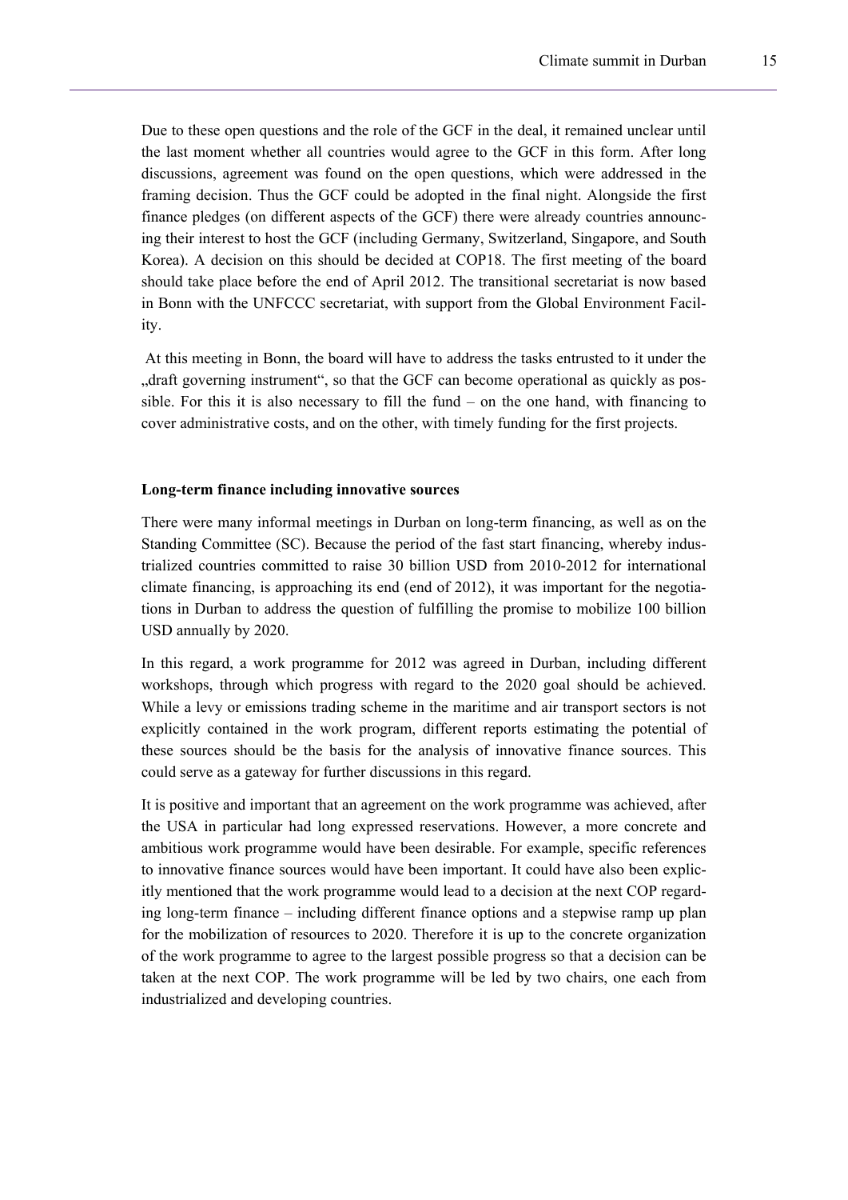Due to these open questions and the role of the GCF in the deal, it remained unclear until the last moment whether all countries would agree to the GCF in this form. After long discussions, agreement was found on the open questions, which were addressed in the framing decision. Thus the GCF could be adopted in the final night. Alongside the first finance pledges (on different aspects of the GCF) there were already countries announcing their interest to host the GCF (including Germany, Switzerland, Singapore, and South Korea). A decision on this should be decided at COP18. The first meeting of the board should take place before the end of April 2012. The transitional secretariat is now based in Bonn with the UNFCCC secretariat, with support from the Global Environment Facility.

At this meeting in Bonn, the board will have to address the tasks entrusted to it under the „draft governing instrument", so that the GCF can become operational as quickly as possible. For this it is also necessary to fill the fund – on the one hand, with financing to cover administrative costs, and on the other, with timely funding for the first projects.

**Long-term finance including innovative sources**

There were many informal meetings in Durban on long-term financing, as well as on the Standing Committee (SC). Because the period of the fast start financing, whereby industrialized countries committed to raise 30 billion USD from 2010-2012 for international climate financing, is approaching its end (end of 2012), it was important for the negotiations in Durban to address the question of fulfilling the promise to mobilize 100 billion USD annually by 2020.

In this regard, a work programme for 2012 was agreed in Durban, including different workshops, through which progress with regard to the 2020 goal should be achieved. While a levy or emissions trading scheme in the maritime and air transport sectors is not explicitly contained in the work program, different reports estimating the potential of these sources should be the basis for the analysis of innovative finance sources. This could serve as a gateway for further discussions in this regard.

It is positive and important that an agreement on the work programme was achieved, after the USA in particular had long expressed reservations. However, a more concrete and ambitious work programme would have been desirable. For example, specific references to innovative finance sources would have been important. It could have also been explicitly mentioned that the work programme would lead to a decision at the next COP regarding long-term finance – including different finance options and a stepwise ramp up plan for the mobilization of resources to 2020. Therefore it is up to the concrete organization of the work programme to agree to the largest possible progress so that a decision can be taken at the next COP. The work programme will be led by two chairs, one each from industrialized and developing countries.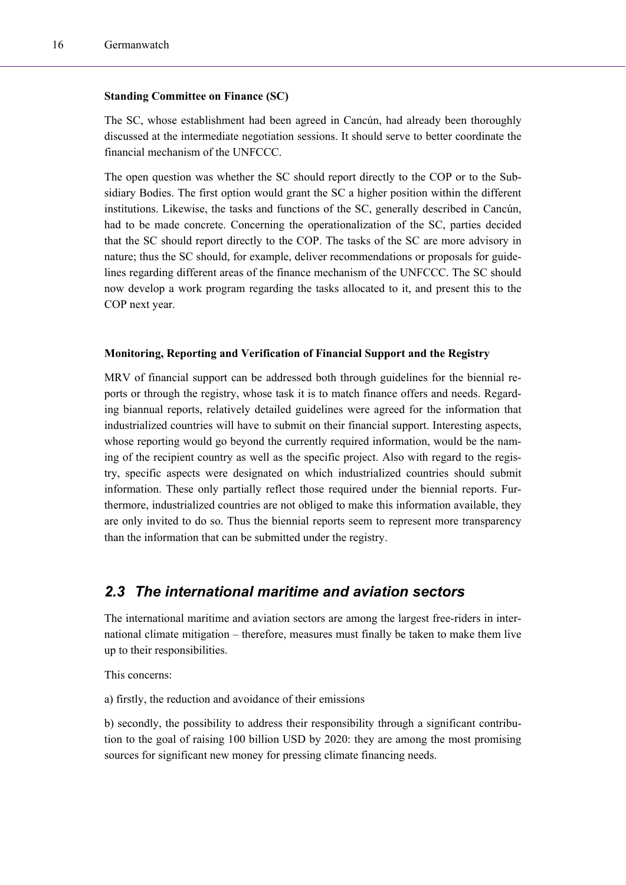**Standing Committee on Finance (SC)**

The SC, whose establishment had been agreed in Cancún, had already been thoroughly discussed at the intermediate negotiation sessions. It should serve to better coordinate the financial mechanism of the UNFCCC.

The open question was whether the SC should report directly to the COP or to the Subsidiary Bodies. The first option would grant the SC a higher position within the different institutions. Likewise, the tasks and functions of the SC, generally described in Cancún, had to be made concrete. Concerning the operationalization of the SC, parties decided that the SC should report directly to the COP. The tasks of the SC are more advisory in nature; thus the SC should, for example, deliver recommendations or proposals for guidelines regarding different areas of the finance mechanism of the UNFCCC. The SC should now develop a work program regarding the tasks allocated to it, and present this to the COP next year.

**Monitoring, Reporting and Verification of Financial Support and the Registry**

MRV of financial support can be addressed both through guidelines for the biennial reports or through the registry, whose task it is to match finance offers and needs. Regarding biannual reports, relatively detailed guidelines were agreed for the information that industrialized countries will have to submit on their financial support. Interesting aspects, whose reporting would go beyond the currently required information, would be the naming of the recipient country as well as the specific project. Also with regard to the registry, specific aspects were designated on which industrialized countries should submit information. These only partially reflect those required under the biennial reports. Furthermore, industrialized countries are not obliged to make this information available, they are only invited to do so. Thus the biennial reports seem to represent more transparency than the information that can be submitted under the registry.

## 2.3 The international maritime and aviation sectors

The international maritime and aviation sectors are among the largest free-riders in international climate mitigation – therefore, measures must finally be taken to make them live up to their responsibilities.

This concerns:

a) firstly, the reduction and avoidance of their emissions

b) secondly, the possibility to address their responsibility through a significant contribution to the goal of raising 100 billion USD by 2020: they are among the most promising sources for significant new money for pressing climate financing needs.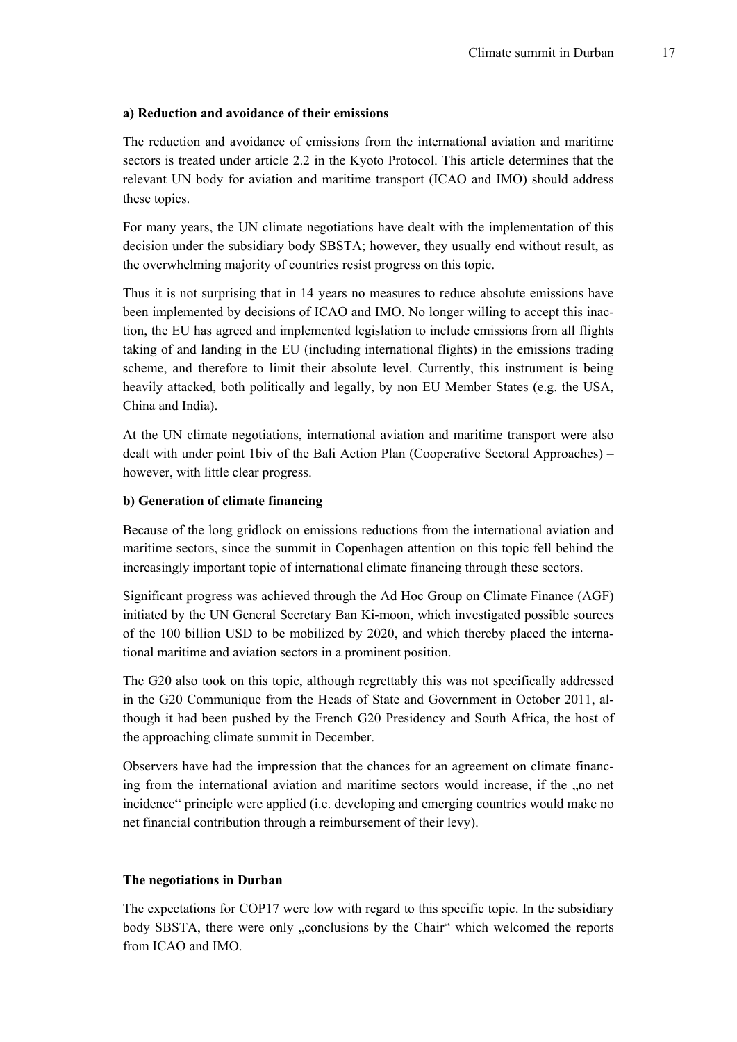**a) Reduction and avoidance of their emissions**

The reduction and avoidance of emissions from the international aviation and maritime sectors is treated under article 2.2 in the Kyoto Protocol. This article determines that the relevant UN body for aviation and maritime transport (ICAO and IMO) should address these topics.

For many years, the UN climate negotiations have dealt with the implementation of this decision under the subsidiary body SBSTA; however, they usually end without result, as the overwhelming majority of countries resist progress on this topic.

Thus it is not surprising that in 14 years no measures to reduce absolute emissions have been implemented by decisions of ICAO and IMO. No longer willing to accept this inaction, the EU has agreed and implemented legislation to include emissions from all flights taking of and landing in the EU (including international flights) in the emissions trading scheme, and therefore to limit their absolute level. Currently, this instrument is being heavily attacked, both politically and legally, by non EU Member States (e.g. the USA, China and India).

At the UN climate negotiations, international aviation and maritime transport were also dealt with under point 1biv of the Bali Action Plan (Cooperative Sectoral Approaches) – however, with little clear progress.

**b) Generation of climate financing**

Because of the long gridlock on emissions reductions from the international aviation and maritime sectors, since the summit in Copenhagen attention on this topic fell behind the increasingly important topic of international climate financing through these sectors.

Significant progress was achieved through the Ad Hoc Group on Climate Finance (AGF) initiated by the UN General Secretary Ban Ki-moon, which investigated possible sources of the 100 billion USD to be mobilized by 2020, and which thereby placed the international maritime and aviation sectors in a prominent position.

The G20 also took on this topic, although regrettably this was not specifically addressed in the G20 Communique from the Heads of State and Government in October 2011, although it had been pushed by the French G20 Presidency and South Africa, the host of the approaching climate summit in December.

Observers have had the impression that the chances for an agreement on climate financing from the international aviation and maritime sectors would increase, if the „no net incidence" principle were applied (i.e. developing and emerging countries would make no net financial contribution through a reimbursement of their levy).

**The negotiations in Durban**

The expectations for COP17 were low with regard to this specific topic. In the subsidiary body SBSTA, there were only „conclusions by the Chair" which welcomed the reports from ICAO and IMO.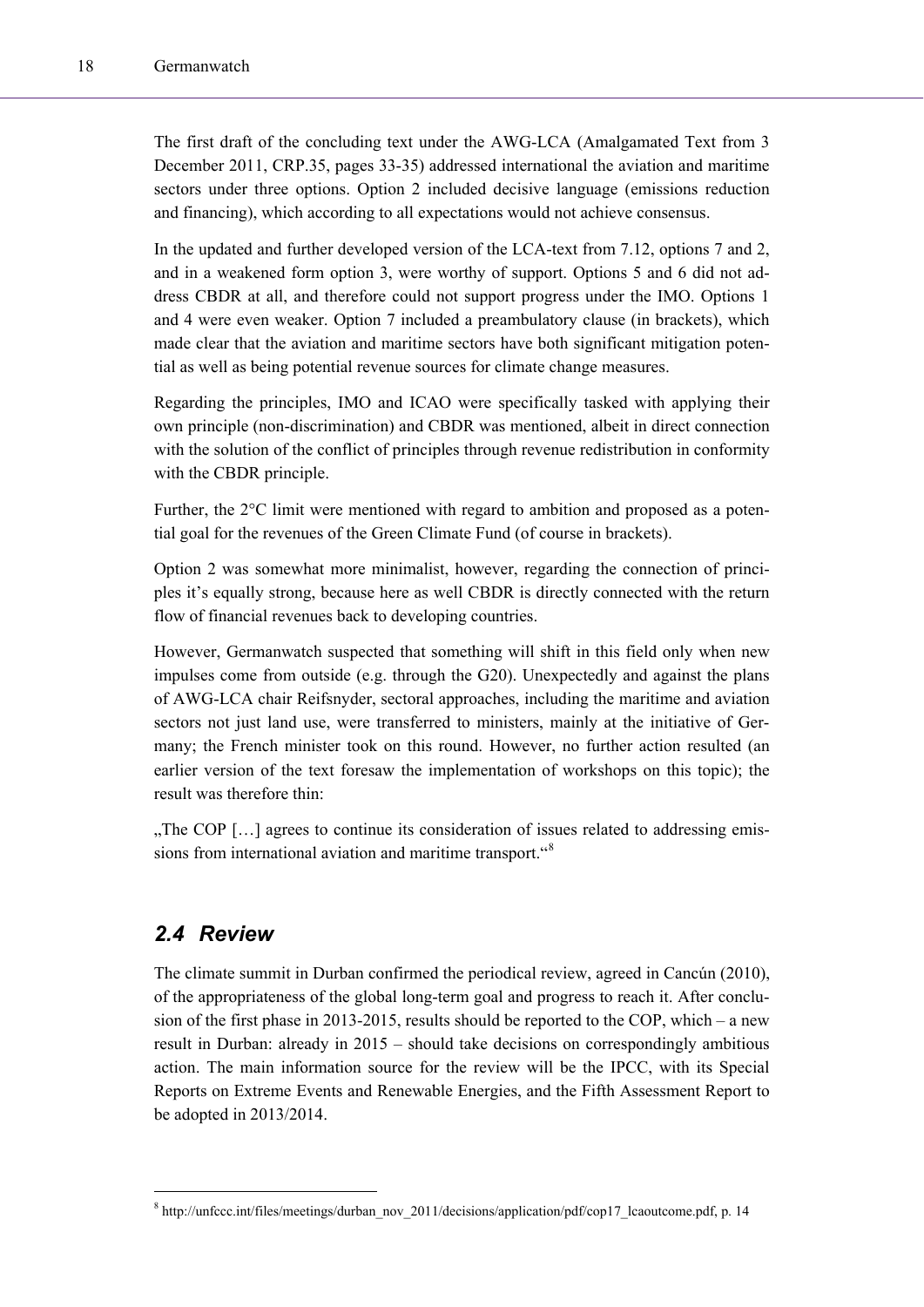The first draft of the concluding text under the AWG-LCA (Amalgamated Text from 3 December 2011, CRP.35, pages 33-35) addressed international the aviation and maritime sectors under three options. Option 2 included decisive language (emissions reduction and financing), which according to all expectations would not achieve consensus.

In the updated and further developed version of the LCA-text from 7.12, options 7 and 2, and in a weakened form option 3, were worthy of support. Options 5 and 6 did not address CBDR at all, and therefore could not support progress under the IMO. Options 1 and 4 were even weaker. Option 7 included a preambulatory clause (in brackets), which made clear that the aviation and maritime sectors have both significant mitigation potential as well as being potential revenue sources for climate change measures.

Regarding the principles, IMO and ICAO were specifically tasked with applying their own principle (non-discrimination) and CBDR was mentioned, albeit in direct connection with the solution of the conflict of principles through revenue redistribution in conformity with the CBDR principle.

Further, the 2°C limit were mentioned with regard to ambition and proposed as a potential goal for the revenues of the Green Climate Fund (of course in brackets).

Option 2 was somewhat more minimalist, however, regarding the connection of principles it's equally strong, because here as well CBDR is directly connected with the return flow of financial revenues back to developing countries.

However, Germanwatch suspected that something will shift in this field only when new impulses come from outside (e.g. through the G20). Unexpectedly and against the plans of AWG-LCA chair Reifsnyder, sectoral approaches, including the maritime and aviation sectors not just land use, were transferred to ministers, mainly at the initiative of Germany; the French minister took on this round. However, no further action resulted (an earlier version of the text foresaw the implementation of workshops on this topic); the result was therefore thin:

„The COP […] agrees to continue its consideration of issues related to addressing emissions from international aviation and maritime transport."[8]

## 2.4 Review

The climate summit in Durban confirmed the periodical review, agreed in Cancún (2010), of the appropriateness of the global long-term goal and progress to reach it. After conclusion of the first phase in 2013-2015, results should be reported to the COP, which – a new result in Durban: already in 2015 – should take decisions on correspondingly ambitious action. The main information source for the review will be the IPCC, with its Special Reports on Extreme Events and Renewable Energies, and the Fifth Assessment Report to be adopted in 2013/2014.

---

[8] http://unfccc.int/files/meetings/durban_nov_2011/decisions/application/pdf/cop17_lcaoutcome.pdf, p. 14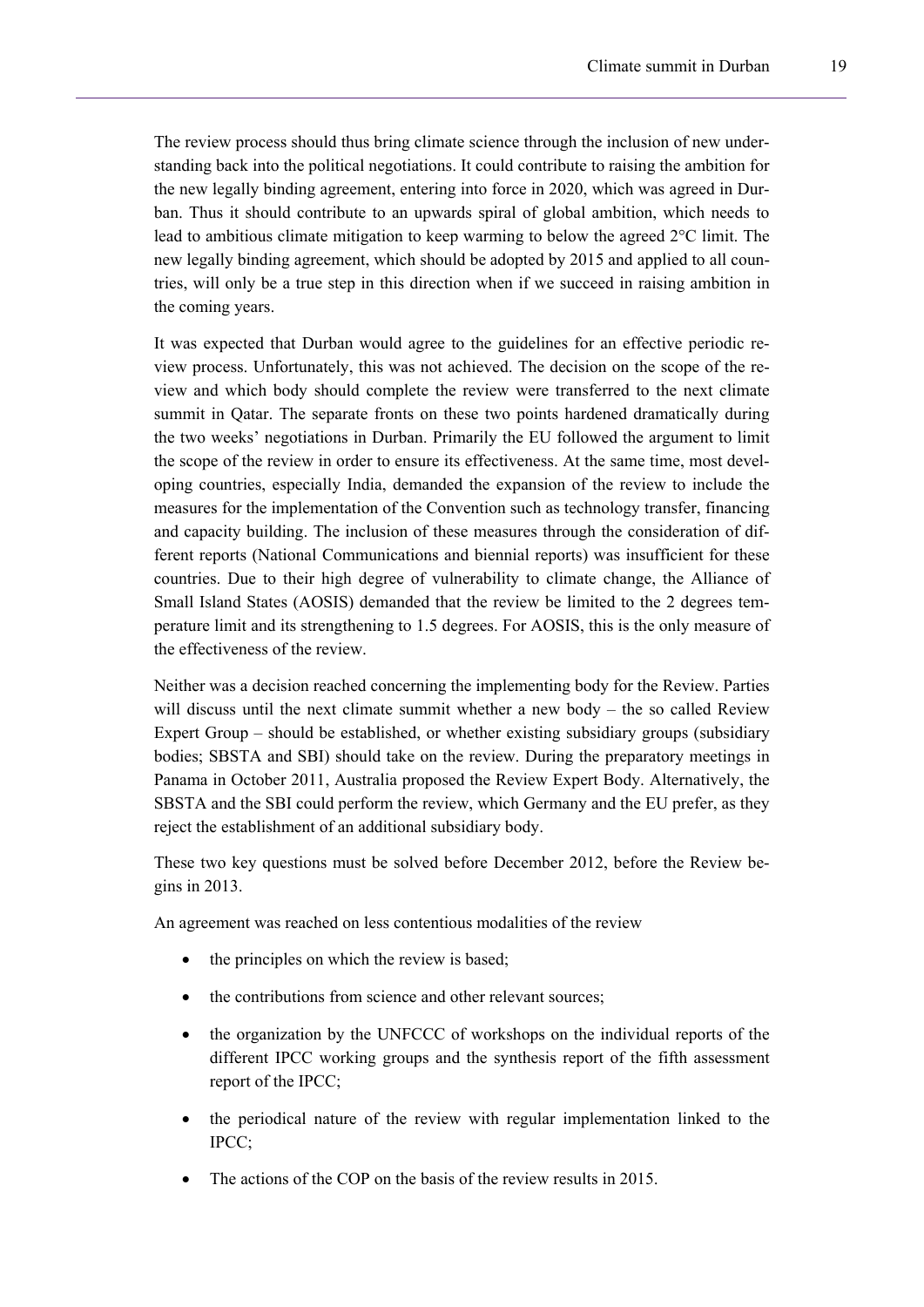The review process should thus bring climate science through the inclusion of new understanding back into the political negotiations. It could contribute to raising the ambition for the new legally binding agreement, entering into force in 2020, which was agreed in Durban. Thus it should contribute to an upwards spiral of global ambition, which needs to lead to ambitious climate mitigation to keep warming to below the agreed 2°C limit. The new legally binding agreement, which should be adopted by 2015 and applied to all countries, will only be a true step in this direction when if we succeed in raising ambition in the coming years.

It was expected that Durban would agree to the guidelines for an effective periodic review process. Unfortunately, this was not achieved. The decision on the scope of the review and which body should complete the review were transferred to the next climate summit in Qatar. The separate fronts on these two points hardened dramatically during the two weeks' negotiations in Durban. Primarily the EU followed the argument to limit the scope of the review in order to ensure its effectiveness. At the same time, most developing countries, especially India, demanded the expansion of the review to include the measures for the implementation of the Convention such as technology transfer, financing and capacity building. The inclusion of these measures through the consideration of different reports (National Communications and biennial reports) was insufficient for these countries. Due to their high degree of vulnerability to climate change, the Alliance of Small Island States (AOSIS) demanded that the review be limited to the 2 degrees temperature limit and its strengthening to 1.5 degrees. For AOSIS, this is the only measure of the effectiveness of the review.

Neither was a decision reached concerning the implementing body for the Review. Parties will discuss until the next climate summit whether a new body – the so called Review Expert Group – should be established, or whether existing subsidiary groups (subsidiary bodies; SBSTA and SBI) should take on the review. During the preparatory meetings in Panama in October 2011, Australia proposed the Review Expert Body. Alternatively, the SBSTA and the SBI could perform the review, which Germany and the EU prefer, as they reject the establishment of an additional subsidiary body.

These two key questions must be solved before December 2012, before the Review begins in 2013.

An agreement was reached on less contentious modalities of the review

- the principles on which the review is based;
- the contributions from science and other relevant sources;
- the organization by the UNFCCC of workshops on the individual reports of the different IPCC working groups and the synthesis report of the fifth assessment report of the IPCC;
- the periodical nature of the review with regular implementation linked to the IPCC;
- The actions of the COP on the basis of the review results in 2015.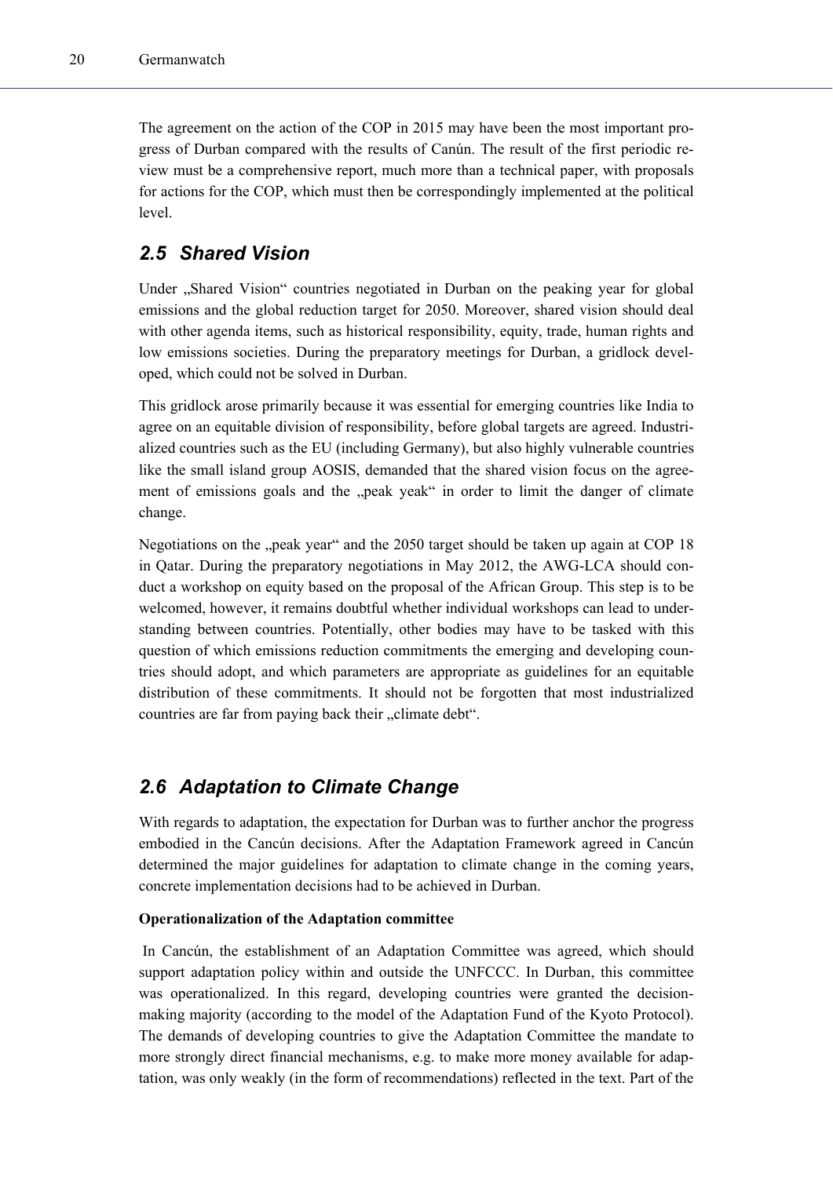The agreement on the action of the COP in 2015 may have been the most important progress of Durban compared with the results of Canún. The result of the first periodic review must be a comprehensive report, much more than a technical paper, with proposals for actions for the COP, which must then be correspondingly implemented at the political level.

## *2.5 Shared Vision*

Under „Shared Vision" countries negotiated in Durban on the peaking year for global emissions and the global reduction target for 2050. Moreover, shared vision should deal with other agenda items, such as historical responsibility, equity, trade, human rights and low emissions societies. During the preparatory meetings for Durban, a gridlock developed, which could not be solved in Durban.

This gridlock arose primarily because it was essential for emerging countries like India to agree on an equitable division of responsibility, before global targets are agreed. Industrialized countries such as the EU (including Germany), but also highly vulnerable countries like the small island group AOSIS, demanded that the shared vision focus on the agreement of emissions goals and the „peak yeak" in order to limit the danger of climate change.

Negotiations on the „peak year" and the 2050 target should be taken up again at COP 18 in Qatar. During the preparatory negotiations in May 2012, the AWG-LCA should conduct a workshop on equity based on the proposal of the African Group. This step is to be welcomed, however, it remains doubtful whether individual workshops can lead to understanding between countries. Potentially, other bodies may have to be tasked with this question of which emissions reduction commitments the emerging and developing countries should adopt, and which parameters are appropriate as guidelines for an equitable distribution of these commitments. It should not be forgotten that most industrialized countries are far from paying back their „climate debt".

## *2.6 Adaptation to Climate Change*

With regards to adaptation, the expectation for Durban was to further anchor the progress embodied in the Cancún decisions. After the Adaptation Framework agreed in Cancún determined the major guidelines for adaptation to climate change in the coming years, concrete implementation decisions had to be achieved in Durban.

**Operationalization of the Adaptation committee**

In Cancún, the establishment of an Adaptation Committee was agreed, which should support adaptation policy within and outside the UNFCCC. In Durban, this committee was operationalized. In this regard, developing countries were granted the decision-making majority (according to the model of the Adaptation Fund of the Kyoto Protocol). The demands of developing countries to give the Adaptation Committee the mandate to more strongly direct financial mechanisms, e.g. to make more money available for adaptation, was only weakly (in the form of recommendations) reflected in the text. Part of the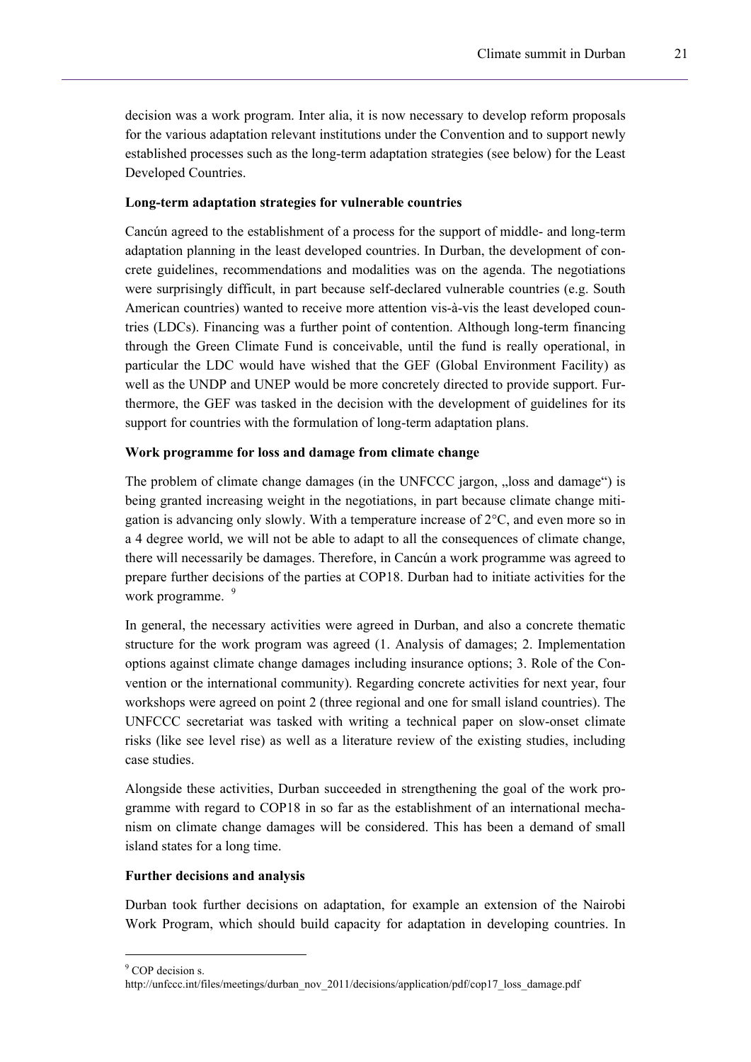decision was a work program. Inter alia, it is now necessary to develop reform proposals for the various adaptation relevant institutions under the Convention and to support newly established processes such as the long-term adaptation strategies (see below) for the Least Developed Countries.

**Long-term adaptation strategies for vulnerable countries**

Cancún agreed to the establishment of a process for the support of middle- and long-term adaptation planning in the least developed countries. In Durban, the development of concrete guidelines, recommendations and modalities was on the agenda. The negotiations were surprisingly difficult, in part because self-declared vulnerable countries (e.g. South American countries) wanted to receive more attention vis-à-vis the least developed countries (LDCs). Financing was a further point of contention. Although long-term financing through the Green Climate Fund is conceivable, until the fund is really operational, in particular the LDC would have wished that the GEF (Global Environment Facility) as well as the UNDP and UNEP would be more concretely directed to provide support. Furthermore, the GEF was tasked in the decision with the development of guidelines for its support for countries with the formulation of long-term adaptation plans.

**Work programme for loss and damage from climate change**

The problem of climate change damages (in the UNFCCC jargon, „loss and damage") is being granted increasing weight in the negotiations, in part because climate change mitigation is advancing only slowly. With a temperature increase of 2°C, and even more so in a 4 degree world, we will not be able to adapt to all the consequences of climate change, there will necessarily be damages. Therefore, in Cancún a work programme was agreed to prepare further decisions of the parties at COP18. Durban had to initiate activities for the work programme. [9]

In general, the necessary activities were agreed in Durban, and also a concrete thematic structure for the work program was agreed (1. Analysis of damages; 2. Implementation options against climate change damages including insurance options; 3. Role of the Convention or the international community). Regarding concrete activities for next year, four workshops were agreed on point 2 (three regional and one for small island countries). The UNFCCC secretariat was tasked with writing a technical paper on slow-onset climate risks (like see level rise) as well as a literature review of the existing studies, including case studies.

Alongside these activities, Durban succeeded in strengthening the goal of the work programme with regard to COP18 in so far as the establishment of an international mechanism on climate change damages will be considered. This has been a demand of small island states for a long time.

**Further decisions and analysis**

Durban took further decisions on adaptation, for example an extension of the Nairobi Work Program, which should build capacity for adaptation in developing countries. In

---

[9] COP decision s. http://unfccc.int/files/meetings/durban_nov_2011/decisions/application/pdf/cop17_loss_damage.pdf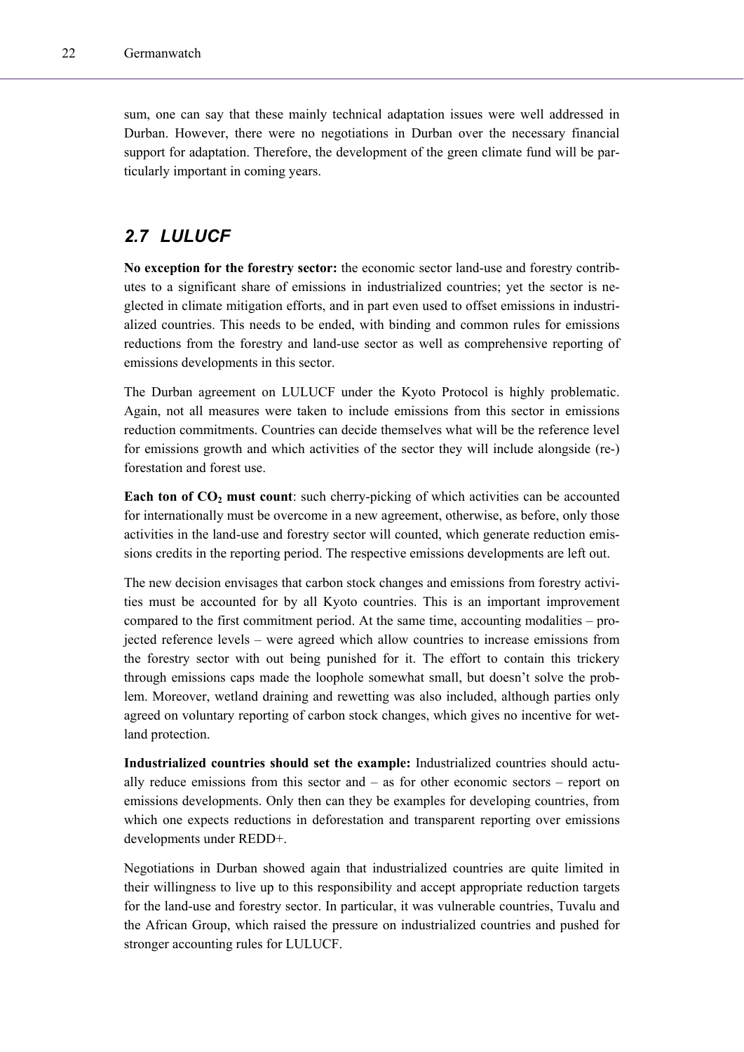sum, one can say that these mainly technical adaptation issues were well addressed in Durban. However, there were no negotiations in Durban over the necessary financial support for adaptation. Therefore, the development of the green climate fund will be particularly important in coming years.

## *2.7 LULUCF*

**No exception for the forestry sector:** the economic sector land-use and forestry contributes to a significant share of emissions in industrialized countries; yet the sector is neglected in climate mitigation efforts, and in part even used to offset emissions in industrialized countries. This needs to be ended, with binding and common rules for emissions reductions from the forestry and land-use sector as well as comprehensive reporting of emissions developments in this sector.

The Durban agreement on LULUCF under the Kyoto Protocol is highly problematic. Again, not all measures were taken to include emissions from this sector in emissions reduction commitments. Countries can decide themselves what will be the reference level for emissions growth and which activities of the sector they will include alongside (re-) forestation and forest use.

**Each ton of $CO_2$ must count**: such cherry-picking of which activities can be accounted for internationally must be overcome in a new agreement, otherwise, as before, only those activities in the land-use and forestry sector will counted, which generate reduction emissions credits in the reporting period. The respective emissions developments are left out.

The new decision envisages that carbon stock changes and emissions from forestry activities must be accounted for by all Kyoto countries. This is an important improvement compared to the first commitment period. At the same time, accounting modalities – projected reference levels – were agreed which allow countries to increase emissions from the forestry sector with out being punished for it. The effort to contain this trickery through emissions caps made the loophole somewhat small, but doesn't solve the problem. Moreover, wetland draining and rewetting was also included, although parties only agreed on voluntary reporting of carbon stock changes, which gives no incentive for wetland protection.

**Industrialized countries should set the example:** Industrialized countries should actually reduce emissions from this sector and – as for other economic sectors – report on emissions developments. Only then can they be examples for developing countries, from which one expects reductions in deforestation and transparent reporting over emissions developments under REDD+.

Negotiations in Durban showed again that industrialized countries are quite limited in their willingness to live up to this responsibility and accept appropriate reduction targets for the land-use and forestry sector. In particular, it was vulnerable countries, Tuvalu and the African Group, which raised the pressure on industrialized countries and pushed for stronger accounting rules for LULUCF.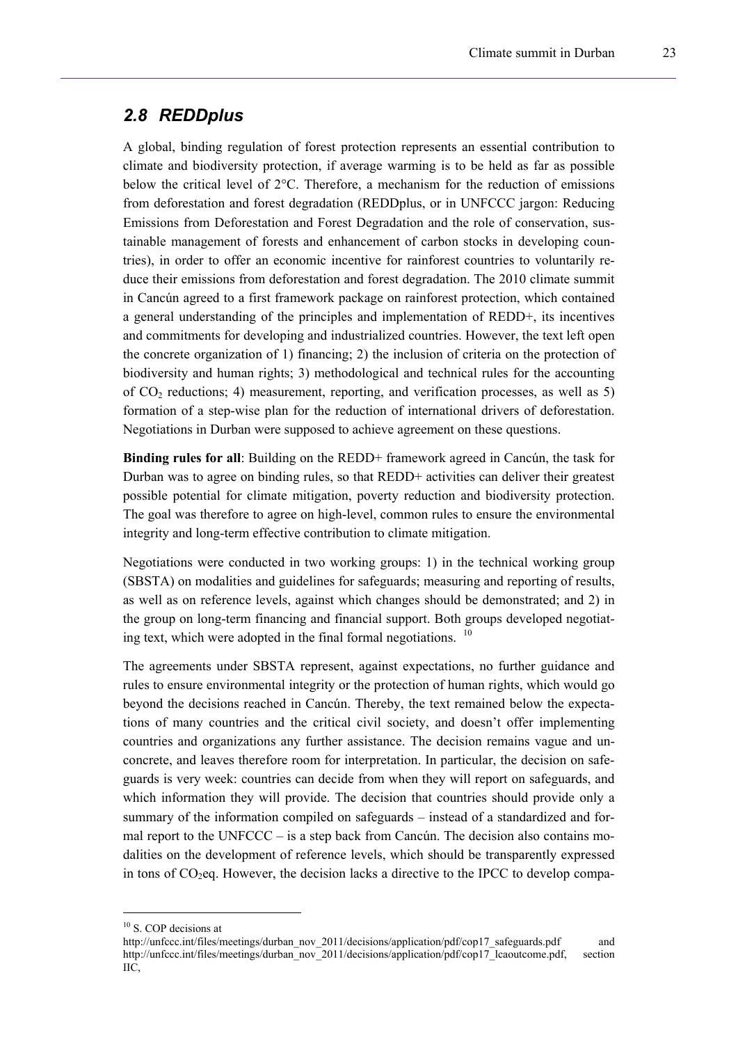## 2.8 REDDplus

A global, binding regulation of forest protection represents an essential contribution to climate and biodiversity protection, if average warming is to be held as far as possible below the critical level of 2°C. Therefore, a mechanism for the reduction of emissions from deforestation and forest degradation (REDDplus, or in UNFCCC jargon: Reducing Emissions from Deforestation and Forest Degradation and the role of conservation, sustainable management of forests and enhancement of carbon stocks in developing countries), in order to offer an economic incentive for rainforest countries to voluntarily reduce their emissions from deforestation and forest degradation. The 2010 climate summit in Cancún agreed to a first framework package on rainforest protection, which contained a general understanding of the principles and implementation of REDD+, its incentives and commitments for developing and industrialized countries. However, the text left open the concrete organization of 1) financing; 2) the inclusion of criteria on the protection of biodiversity and human rights; 3) methodological and technical rules for the accounting of $CO_2$ reductions; 4) measurement, reporting, and verification processes, as well as 5) formation of a step-wise plan for the reduction of international drivers of deforestation. Negotiations in Durban were supposed to achieve agreement on these questions.

**Binding rules for all**: Building on the REDD+ framework agreed in Cancún, the task for Durban was to agree on binding rules, so that REDD+ activities can deliver their greatest possible potential for climate mitigation, poverty reduction and biodiversity protection. The goal was therefore to agree on high-level, common rules to ensure the environmental integrity and long-term effective contribution to climate mitigation.

Negotiations were conducted in two working groups: 1) in the technical working group (SBSTA) on modalities and guidelines for safeguards; measuring and reporting of results, as well as on reference levels, against which changes should be demonstrated; and 2) in the group on long-term financing and financial support. Both groups developed negotiating text, which were adopted in the final formal negotiations. [10]

The agreements under SBSTA represent, against expectations, no further guidance and rules to ensure environmental integrity or the protection of human rights, which would go beyond the decisions reached in Cancún. Thereby, the text remained below the expectations of many countries and the critical civil society, and doesn't offer implementing countries and organizations any further assistance. The decision remains vague and unconcrete, and leaves therefore room for interpretation. In particular, the decision on safeguards is very week: countries can decide from when they will report on safeguards, and which information they will provide. The decision that countries should provide only a summary of the information compiled on safeguards – instead of a standardized and formal report to the UNFCCC – is a step back from Cancún. The decision also contains modalities on the development of reference levels, which should be transparently expressed in tons of $CO_2$eq. However, the decision lacks a directive to the IPCC to develop compa-

---

[10] S. COP decisions at http://unfccc.int/files/meetings/durban_nov_2011/decisions/application/pdf/cop17_safeguards.pdf and http://unfccc.int/files/meetings/durban_nov_2011/decisions/application/pdf/cop17_lcaoutcome.pdf, section IIC,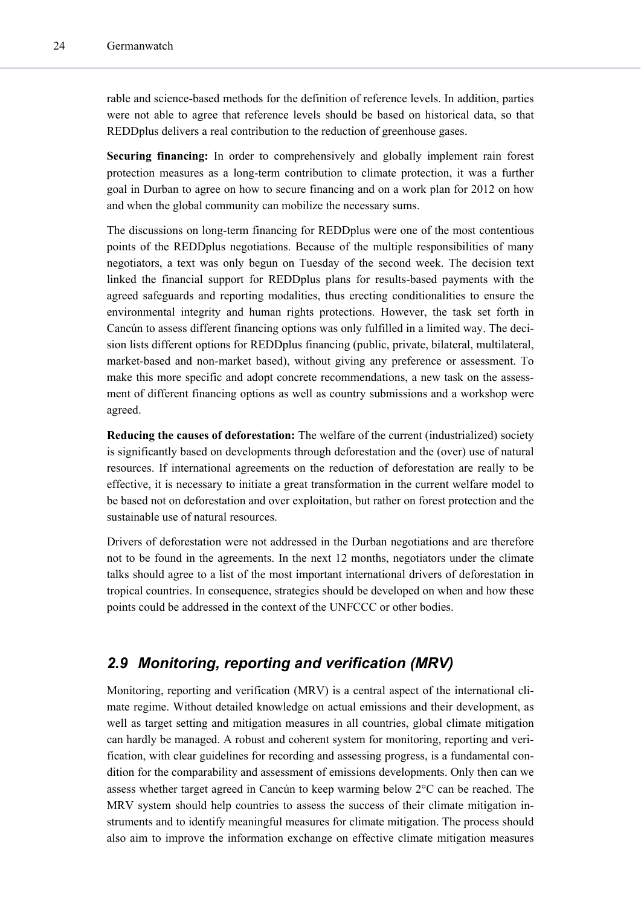rable and science-based methods for the definition of reference levels. In addition, parties were not able to agree that reference levels should be based on historical data, so that REDDplus delivers a real contribution to the reduction of greenhouse gases.

**Securing financing:** In order to comprehensively and globally implement rain forest protection measures as a long-term contribution to climate protection, it was a further goal in Durban to agree on how to secure financing and on a work plan for 2012 on how and when the global community can mobilize the necessary sums.

The discussions on long-term financing for REDDplus were one of the most contentious points of the REDDplus negotiations. Because of the multiple responsibilities of many negotiators, a text was only begun on Tuesday of the second week. The decision text linked the financial support for REDDplus plans for results-based payments with the agreed safeguards and reporting modalities, thus erecting conditionalities to ensure the environmental integrity and human rights protections. However, the task set forth in Cancún to assess different financing options was only fulfilled in a limited way. The decision lists different options for REDDplus financing (public, private, bilateral, multilateral, market-based and non-market based), without giving any preference or assessment. To make this more specific and adopt concrete recommendations, a new task on the assessment of different financing options as well as country submissions and a workshop were agreed.

**Reducing the causes of deforestation:** The welfare of the current (industrialized) society is significantly based on developments through deforestation and the (over) use of natural resources. If international agreements on the reduction of deforestation are really to be effective, it is necessary to initiate a great transformation in the current welfare model to be based not on deforestation and over exploitation, but rather on forest protection and the sustainable use of natural resources.

Drivers of deforestation were not addressed in the Durban negotiations and are therefore not to be found in the agreements. In the next 12 months, negotiators under the climate talks should agree to a list of the most important international drivers of deforestation in tropical countries. In consequence, strategies should be developed on when and how these points could be addressed in the context of the UNFCCC or other bodies.

## 2.9 Monitoring, reporting and verification (MRV)

Monitoring, reporting and verification (MRV) is a central aspect of the international climate regime. Without detailed knowledge on actual emissions and their development, as well as target setting and mitigation measures in all countries, global climate mitigation can hardly be managed. A robust and coherent system for monitoring, reporting and verification, with clear guidelines for recording and assessing progress, is a fundamental condition for the comparability and assessment of emissions developments. Only then can we assess whether target agreed in Cancún to keep warming below 2°C can be reached. The MRV system should help countries to assess the success of their climate mitigation instruments and to identify meaningful measures for climate mitigation. The process should also aim to improve the information exchange on effective climate mitigation measures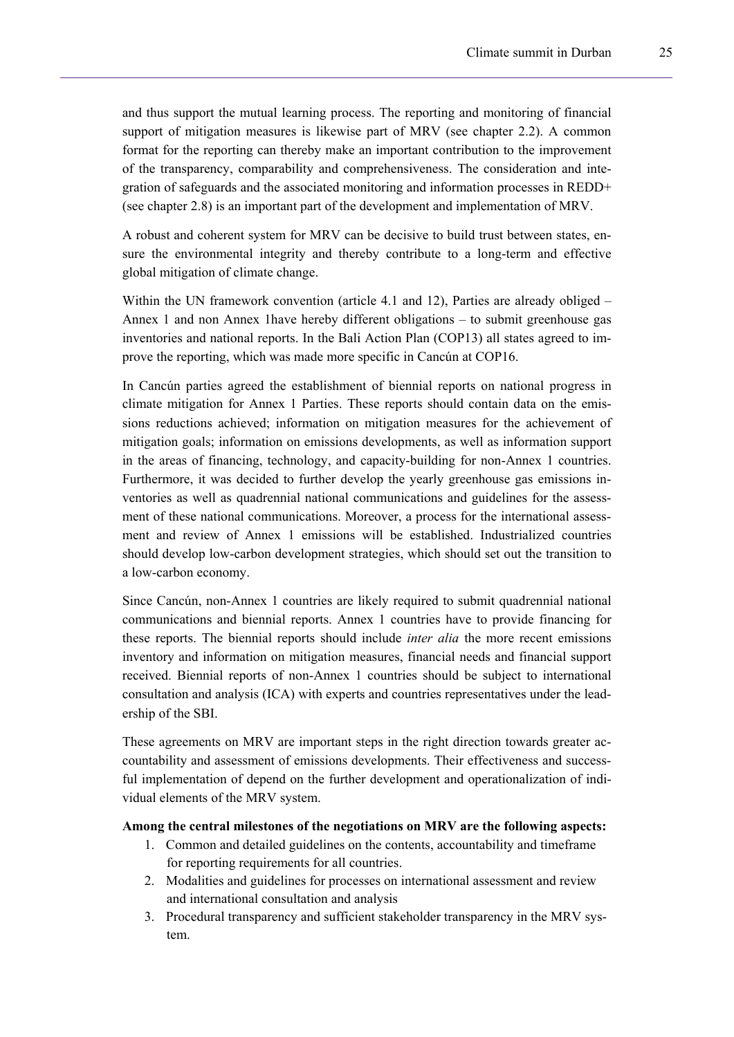and thus support the mutual learning process. The reporting and monitoring of financial support of mitigation measures is likewise part of MRV (see chapter 2.2). A common format for the reporting can thereby make an important contribution to the improvement of the transparency, comparability and comprehensiveness. The consideration and integration of safeguards and the associated monitoring and information processes in REDD+ (see chapter 2.8) is an important part of the development and implementation of MRV.

A robust and coherent system for MRV can be decisive to build trust between states, ensure the environmental integrity and thereby contribute to a long-term and effective global mitigation of climate change.

Within the UN framework convention (article 4.1 and 12), Parties are already obliged – Annex 1 and non Annex 1have hereby different obligations – to submit greenhouse gas inventories and national reports. In the Bali Action Plan (COP13) all states agreed to improve the reporting, which was made more specific in Cancún at COP16.

In Cancún parties agreed the establishment of biennial reports on national progress in climate mitigation for Annex 1 Parties. These reports should contain data on the emissions reductions achieved; information on mitigation measures for the achievement of mitigation goals; information on emissions developments, as well as information support in the areas of financing, technology, and capacity-building for non-Annex 1 countries. Furthermore, it was decided to further develop the yearly greenhouse gas emissions inventories as well as quadrennial national communications and guidelines for the assessment of these national communications. Moreover, a process for the international assessment and review of Annex 1 emissions will be established. Industrialized countries should develop low-carbon development strategies, which should set out the transition to a low-carbon economy.

Since Cancún, non-Annex 1 countries are likely required to submit quadrennial national communications and biennial reports. Annex 1 countries have to provide financing for these reports. The biennial reports should include *inter alia* the more recent emissions inventory and information on mitigation measures, financial needs and financial support received. Biennial reports of non-Annex 1 countries should be subject to international consultation and analysis (ICA) with experts and countries representatives under the leadership of the SBI.

These agreements on MRV are important steps in the right direction towards greater accountability and assessment of emissions developments. Their effectiveness and successful implementation of depend on the further development and operationalization of individual elements of the MRV system.

**Among the central milestones of the negotiations on MRV are the following aspects:**

1. Common and detailed guidelines on the contents, accountability and timeframe for reporting requirements for all countries.
2. Modalities and guidelines for processes on international assessment and review and international consultation and analysis
3. Procedural transparency and sufficient stakeholder transparency in the MRV system.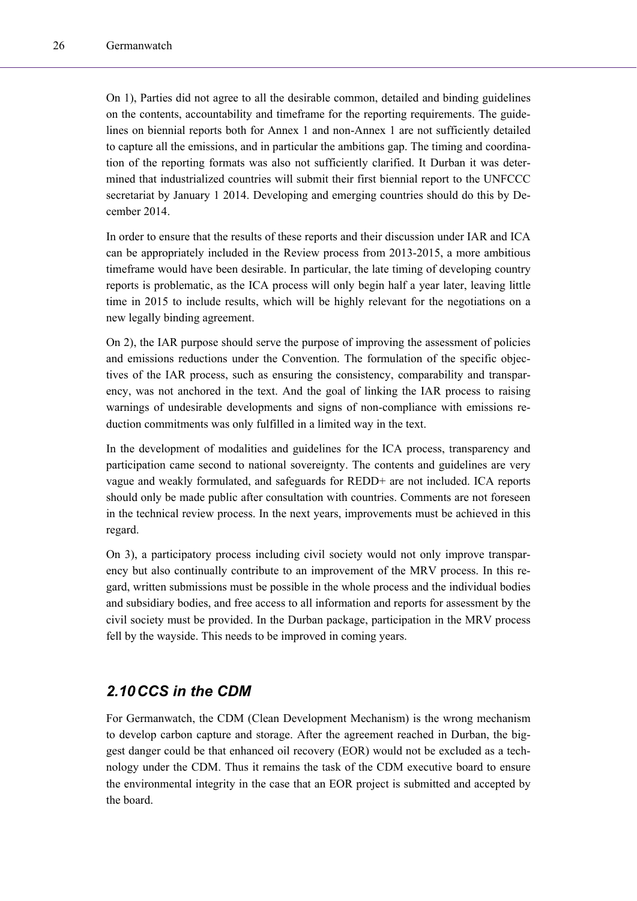On 1), Parties did not agree to all the desirable common, detailed and binding guidelines on the contents, accountability and timeframe for the reporting requirements. The guidelines on biennial reports both for Annex 1 and non-Annex 1 are not sufficiently detailed to capture all the emissions, and in particular the ambitions gap. The timing and coordination of the reporting formats was also not sufficiently clarified. It Durban it was determined that industrialized countries will submit their first biennial report to the UNFCCC secretariat by January 1 2014. Developing and emerging countries should do this by December 2014.

In order to ensure that the results of these reports and their discussion under IAR and ICA can be appropriately included in the Review process from 2013-2015, a more ambitious timeframe would have been desirable. In particular, the late timing of developing country reports is problematic, as the ICA process will only begin half a year later, leaving little time in 2015 to include results, which will be highly relevant for the negotiations on a new legally binding agreement.

On 2), the IAR purpose should serve the purpose of improving the assessment of policies and emissions reductions under the Convention. The formulation of the specific objectives of the IAR process, such as ensuring the consistency, comparability and transparency, was not anchored in the text. And the goal of linking the IAR process to raising warnings of undesirable developments and signs of non-compliance with emissions reduction commitments was only fulfilled in a limited way in the text.

In the development of modalities and guidelines for the ICA process, transparency and participation came second to national sovereignty. The contents and guidelines are very vague and weakly formulated, and safeguards for REDD+ are not included. ICA reports should only be made public after consultation with countries. Comments are not foreseen in the technical review process. In the next years, improvements must be achieved in this regard.

On 3), a participatory process including civil society would not only improve transparency but also continually contribute to an improvement of the MRV process. In this regard, written submissions must be possible in the whole process and the individual bodies and subsidiary bodies, and free access to all information and reports for assessment by the civil society must be provided. In the Durban package, participation in the MRV process fell by the wayside. This needs to be improved in coming years.

## *2.10 CCS in the CDM*

For Germanwatch, the CDM (Clean Development Mechanism) is the wrong mechanism to develop carbon capture and storage. After the agreement reached in Durban, the biggest danger could be that enhanced oil recovery (EOR) would not be excluded as a technology under the CDM. Thus it remains the task of the CDM executive board to ensure the environmental integrity in the case that an EOR project is submitted and accepted by the board.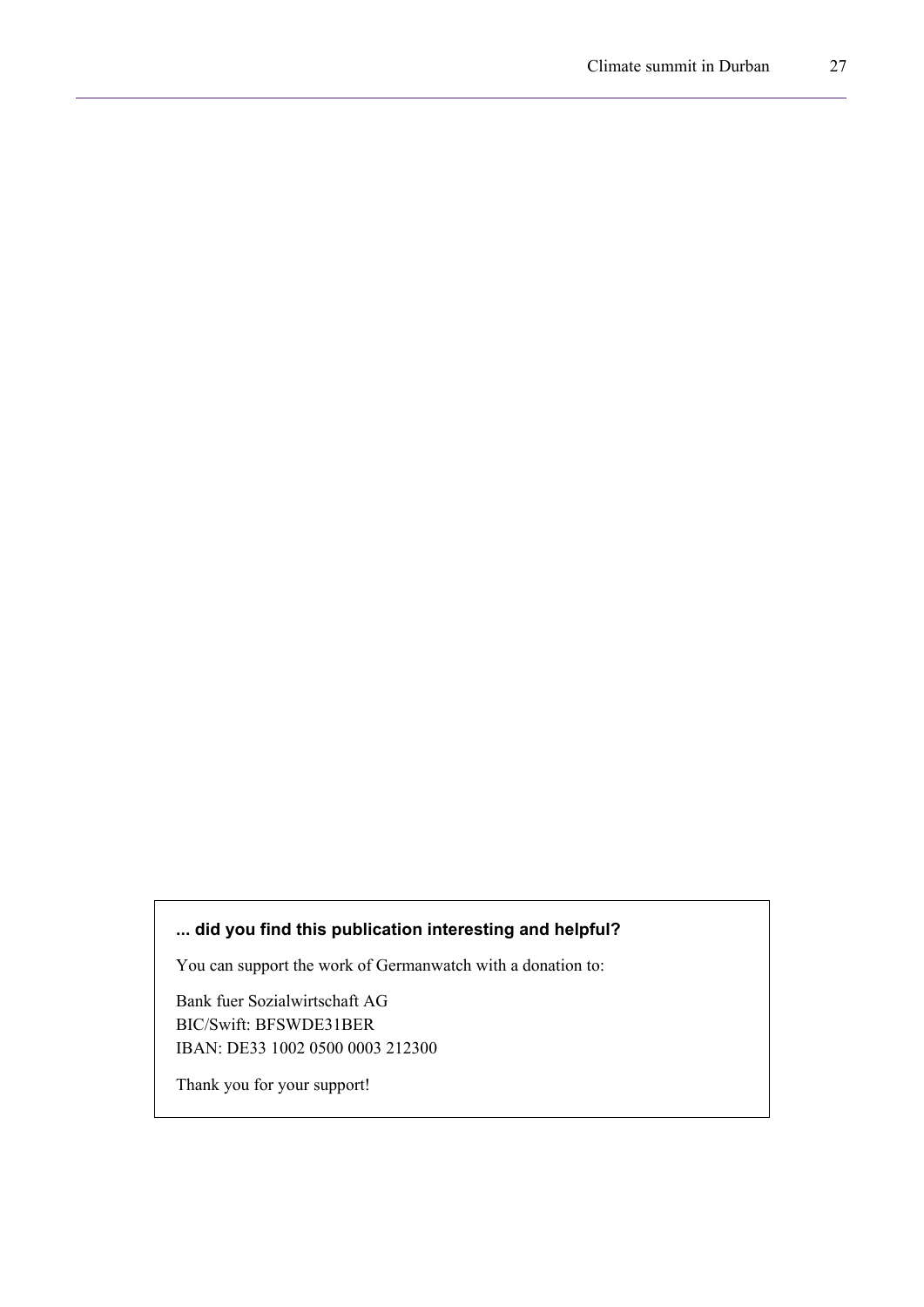**... did you find this publication interesting and helpful?**

You can support the work of Germanwatch with a donation to:

Bank fuer Sozialwirtschaft AG
BIC/Swift: BFSWDE31BER
IBAN: DE33 1002 0500 0003 212300

Thank you for your support!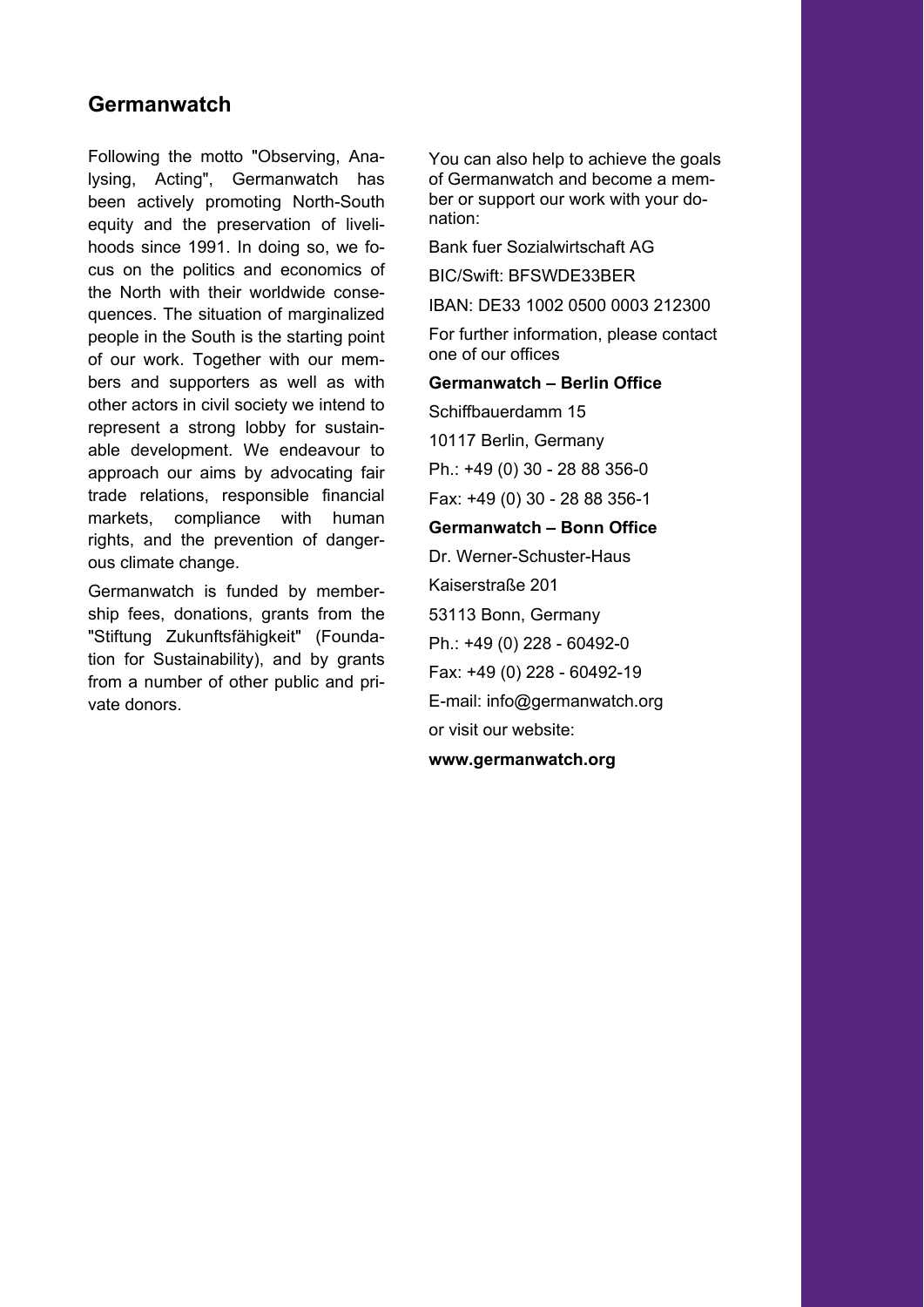## Germanwatch

Following the motto "Observing, Analysing, Acting", Germanwatch has been actively promoting North-South equity and the preservation of livelihoods since 1991. In doing so, we focus on the politics and economics of the North with their worldwide consequences. The situation of marginalized people in the South is the starting point of our work. Together with our members and supporters as well as with other actors in civil society we intend to represent a strong lobby for sustainable development. We endeavour to approach our aims by advocating fair trade relations, responsible financial markets, compliance with human rights, and the prevention of dangerous climate change.

Germanwatch is funded by membership fees, donations, grants from the "Stiftung Zukunftsfähigkeit" (Foundation for Sustainability), and by grants from a number of other public and private donors.

You can also help to achieve the goals of Germanwatch and become a member or support our work with your donation:

Bank fuer Sozialwirtschaft AG

BIC/Swift: BFSWDE33BER

IBAN: DE33 1002 0500 0003 212300

For further information, please contact one of our offices

**Germanwatch – Berlin Office**

Schiffbauerdamm 15

10117 Berlin, Germany

Ph.: +49 (0) 30 - 28 88 356-0

Fax: +49 (0) 30 - 28 88 356-1

**Germanwatch – Bonn Office**

Dr. Werner-Schuster-Haus

Kaiserstraße 201

53113 Bonn, Germany

Ph.: +49 (0) 228 - 60492-0

Fax: +49 (0) 228 - 60492-19

E-mail: info@germanwatch.org

or visit our website:

**www.germanwatch.org**